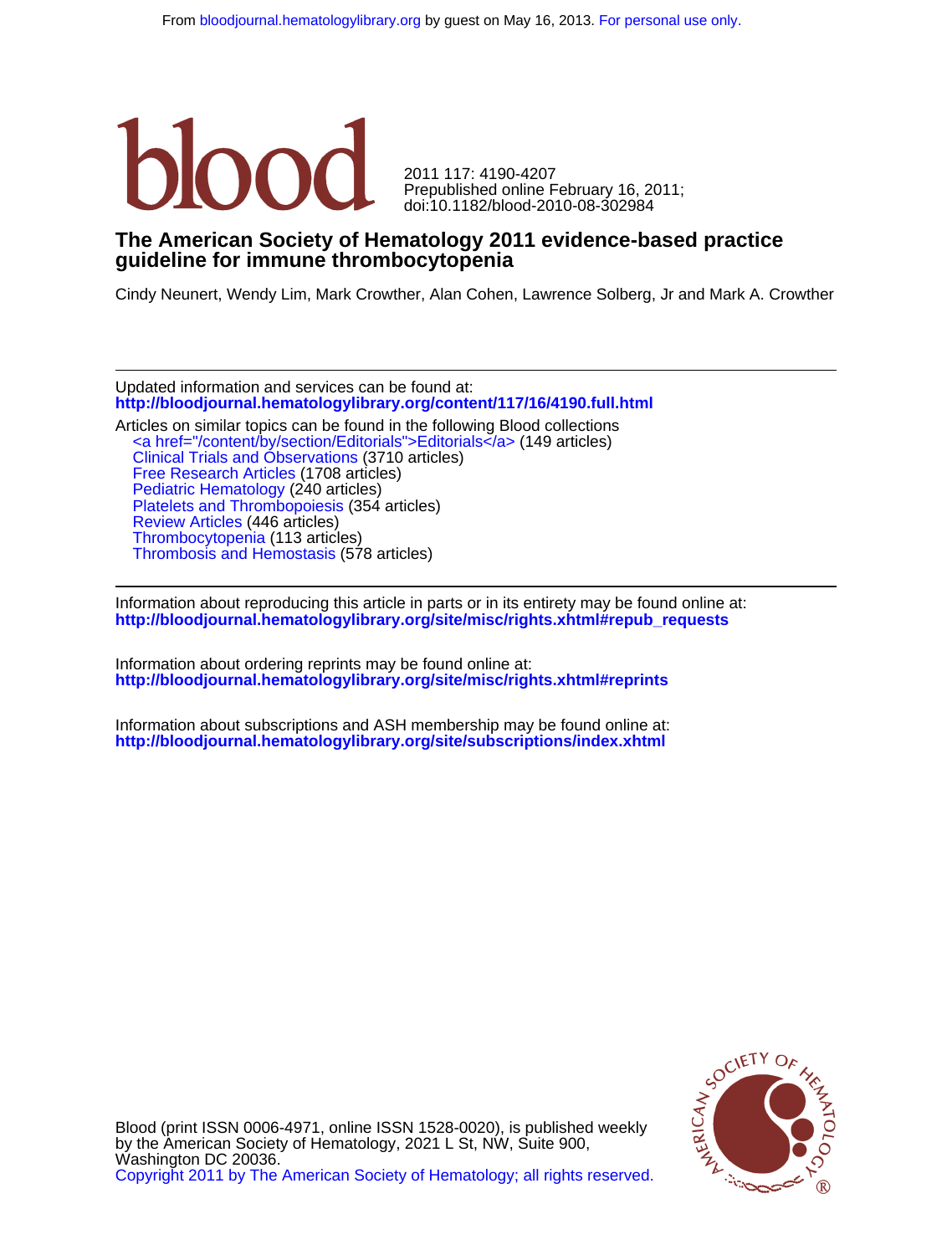From bloodjournal.hematologylibrary.org by guest on May 16, 2013. For personal use only.

# blood

2011 117: 4190-4207
Prepublished online February 16, 2011;
doi:10.1182/blood-2010-08-302984

## The American Society of Hematology 2011 evidence-based practice guideline for immune thrombocytopenia

Cindy Neunert, Wendy Lim, Mark Crowther, Alan Cohen, Lawrence Solberg, Jr and Mark A. Crowther

---

Updated information and services can be found at:
**http://bloodjournal.hematologylibrary.org/content/117/16/4190.full.html**

Articles on similar topics can be found in the following Blood collections
- <a href="/content/by/section/Editorials">Editorials</a> (149 articles)
- Clinical Trials and Observations (3710 articles)
- Free Research Articles (1708 articles)
- Pediatric Hematology (240 articles)
- Platelets and Thrombopoiesis (354 articles)
- Review Articles (446 articles)
- Thrombocytopenia (113 articles)
- Thrombosis and Hemostasis (578 articles)

---

Information about reproducing this article in parts or in its entirety may be found online at:
**http://bloodjournal.hematologylibrary.org/site/misc/rights.xhtml#repub_requests**

Information about ordering reprints may be found online at:
**http://bloodjournal.hematologylibrary.org/site/misc/rights.xhtml#reprints**

Information about subscriptions and ASH membership may be found online at:
**http://bloodjournal.hematologylibrary.org/site/subscriptions/index.xhtml**

Blood (print ISSN 0006-4971, online ISSN 1528-0020), is published weekly by the American Society of Hematology, 2021 L St, NW, Suite 900, Washington DC 20036.
Copyright 2011 by The American Society of Hematology; all rights reserved.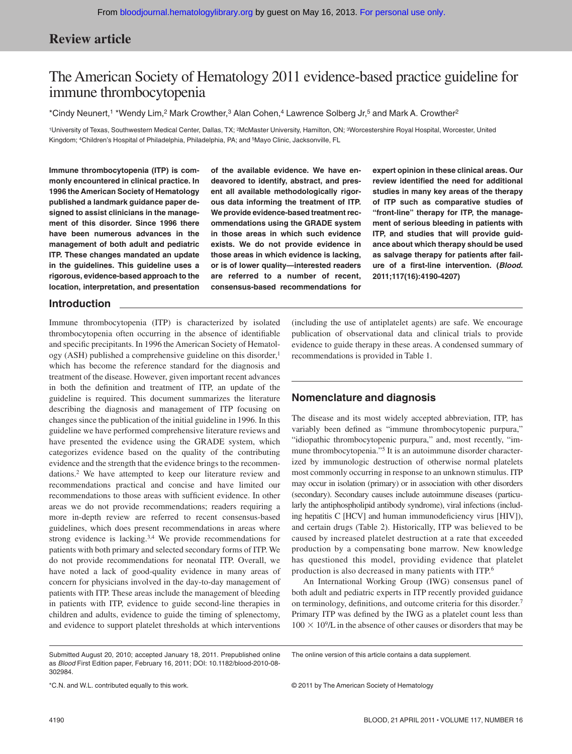## Review article

# The American Society of Hematology 2011 evidence-based practice guideline for immune thrombocytopenia

*Cindy Neunert,[1] *Wendy Lim,[2] Mark Crowther,[3] Alan Cohen,[4] Lawrence Solberg Jr,[5] and Mark A. Crowther[2]

[1]University of Texas, Southwestern Medical Center, Dallas, TX; [2]McMaster University, Hamilton, ON; [3]Worcestershire Royal Hospital, Worcester, United Kingdom; [4]Children's Hospital of Philadelphia, Philadelphia, PA; and [5]Mayo Clinic, Jacksonville, FL

**Immune thrombocytopenia (ITP) is commonly encountered in clinical practice. In 1996 the American Society of Hematology published a landmark guidance paper designed to assist clinicians in the management of this disorder. Since 1996 there have been numerous advances in the management of both adult and pediatric ITP. These changes mandated an update in the guidelines. This guideline uses a rigorous, evidence-based approach to the location, interpretation, and presentation of the available evidence. We have endeavored to identify, abstract, and present all available methodologically rigorous data informing the treatment of ITP. We provide evidence-based treatment recommendations using the GRADE system in those areas in which such evidence exists. We do not provide evidence in those areas in which evidence is lacking, or is of lower quality—interested readers are referred to a number of recent, consensus-based recommendations for expert opinion in these clinical areas. Our review identified the need for additional studies in many key areas of the therapy of ITP such as comparative studies of "front-line" therapy for ITP, the management of serious bleeding in patients with ITP, and studies that will provide guidance about which therapy should be used as salvage therapy for patients after failure of a first-line intervention. (*Blood*. 2011;117(16):4190-4207)**

## Introduction

Immune thrombocytopenia (ITP) is characterized by isolated thrombocytopenia often occurring in the absence of identifiable and specific precipitants. In 1996 the American Society of Hematology (ASH) published a comprehensive guideline on this disorder,[1] which has become the reference standard for the diagnosis and treatment of the disease. However, given important recent advances in both the definition and treatment of ITP, an update of the guideline is required. This document summarizes the literature describing the diagnosis and management of ITP focusing on changes since the publication of the initial guideline in 1996. In this guideline we have performed comprehensive literature reviews and have presented the evidence using the GRADE system, which categorizes evidence based on the quality of the contributing evidence and the strength that the evidence brings to the recommendations.[2] We have attempted to keep our literature review and recommendations practical and concise and have limited our recommendations to those areas with sufficient evidence. In other areas we do not provide recommendations; readers requiring a more in-depth review are referred to recent consensus-based guidelines, which does present recommendations in areas where strong evidence is lacking.[3,4] We provide recommendations for patients with both primary and selected secondary forms of ITP. We do not provide recommendations for neonatal ITP. Overall, we have noted a lack of good-quality evidence in many areas of concern for physicians involved in the day-to-day management of patients with ITP. These areas include the management of bleeding in patients with ITP, evidence to guide second-line therapies in children and adults, evidence to guide the timing of splenectomy, and evidence to support platelet thresholds at which interventions (including the use of antiplatelet agents) are safe. We encourage publication of observational data and clinical trials to provide evidence to guide therapy in these areas. A condensed summary of recommendations is provided in Table 1.

## Nomenclature and diagnosis

The disease and its most widely accepted abbreviation, ITP, has variably been defined as "immune thrombocytopenic purpura," "idiopathic thrombocytopenic purpura," and, most recently, "immune thrombocytopenia."[5] It is an autoimmune disorder characterized by immunologic destruction of otherwise normal platelets most commonly occurring in response to an unknown stimulus. ITP may occur in isolation (primary) or in association with other disorders (secondary). Secondary causes include autoimmune diseases (particularly the antiphospholipid antibody syndrome), viral infections (including hepatitis C [HCV] and human immunodeficiency virus [HIV]), and certain drugs (Table 2). Historically, ITP was believed to be caused by increased platelet destruction at a rate that exceeded production by a compensating bone marrow. New knowledge has questioned this model, providing evidence that platelet production is also decreased in many patients with ITP.[6]

An International Working Group (IWG) consensus panel of both adult and pediatric experts in ITP recently provided guidance on terminology, definitions, and outcome criteria for this disorder.[7] Primary ITP was defined by the IWG as a platelet count less than $100 \times 10^9$/L in the absence of other causes or disorders that may be

Submitted August 20, 2010; accepted January 18, 2011. Prepublished online as *Blood* First Edition paper, February 16, 2011; DOI: 10.1182/blood-2010-08-302984.

*C.N. and W.L. contributed equally to this work.

The online version of this article contains a data supplement.

© 2011 by The American Society of Hematology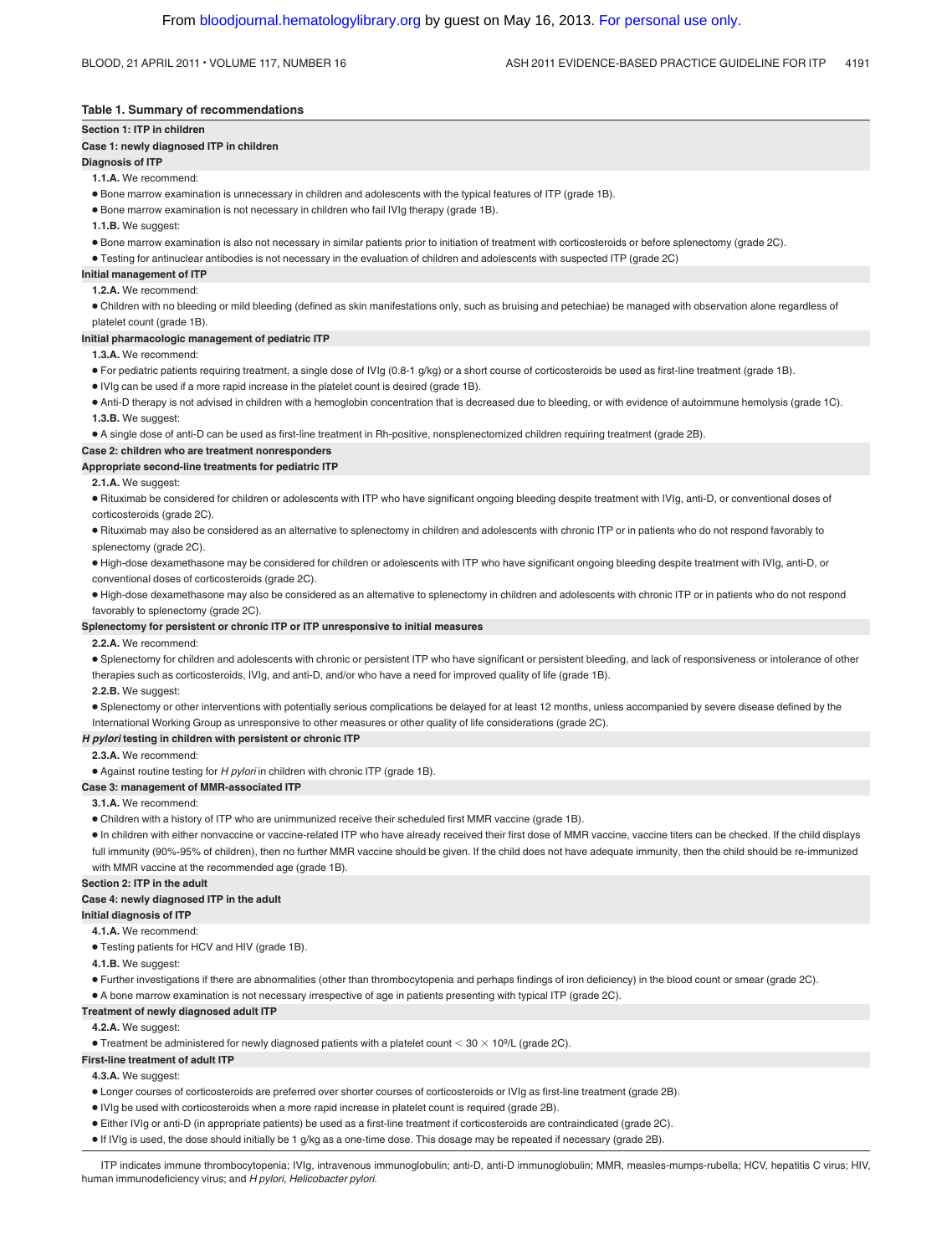**Table 1. Summary of recommendations**

**Section 1: ITP in children**

**Case 1: newly diagnosed ITP in children**

**Diagnosis of ITP**

**1.1.A.** We recommend:

- Bone marrow examination is unnecessary in children and adolescents with the typical features of ITP (grade 1B).
- Bone marrow examination is not necessary in children who fail IVIg therapy (grade 1B).

**1.1.B.** We suggest:

- Bone marrow examination is also not necessary in similar patients prior to initiation of treatment with corticosteroids or before splenectomy (grade 2C).
- Testing for antinuclear antibodies is not necessary in the evaluation of children and adolescents with suspected ITP (grade 2C)

**Initial management of ITP**

**1.2.A.** We recommend:

- Children with no bleeding or mild bleeding (defined as skin manifestations only, such as bruising and petechiae) be managed with observation alone regardless of platelet count (grade 1B).

**Initial pharmacologic management of pediatric ITP**

**1.3.A.** We recommend:

- For pediatric patients requiring treatment, a single dose of IVIg (0.8-1 g/kg) or a short course of corticosteroids be used as first-line treatment (grade 1B).
- IVIg can be used if a more rapid increase in the platelet count is desired (grade 1B).
- Anti-D therapy is not advised in children with a hemoglobin concentration that is decreased due to bleeding, or with evidence of autoimmune hemolysis (grade 1C).

**1.3.B.** We suggest:

- A single dose of anti-D can be used as first-line treatment in Rh-positive, nonsplenectomized children requiring treatment (grade 2B).

**Case 2: children who are treatment nonresponders**

**Appropriate second-line treatments for pediatric ITP**

**2.1.A.** We suggest:

- Rituximab be considered for children or adolescents with ITP who have significant ongoing bleeding despite treatment with IVIg, anti-D, or conventional doses of corticosteroids (grade 2C).
- Rituximab may also be considered as an alternative to splenectomy in children and adolescents with chronic ITP or in patients who do not respond favorably to splenectomy (grade 2C).
- High-dose dexamethasone may be considered for children or adolescents with ITP who have significant ongoing bleeding despite treatment with IVIg, anti-D, or conventional doses of corticosteroids (grade 2C).
- High-dose dexamethasone may also be considered as an alternative to splenectomy in children and adolescents with chronic ITP or in patients who do not respond favorably to splenectomy (grade 2C).

**Splenectomy for persistent or chronic ITP or ITP unresponsive to initial measures**

**2.2.A.** We recommend:

- Splenectomy for children and adolescents with chronic or persistent ITP who have significant or persistent bleeding, and lack of responsiveness or intolerance of other therapies such as corticosteroids, IVIg, and anti-D, and/or who have a need for improved quality of life (grade 1B).

**2.2.B.** We suggest:

- Splenectomy or other interventions with potentially serious complications be delayed for at least 12 months, unless accompanied by severe disease defined by the International Working Group as unresponsive to other measures or other quality of life considerations (grade 2C).

***H pylori* testing in children with persistent or chronic ITP**

**2.3.A.** We recommend:

- Against routine testing for *H pylori* in children with chronic ITP (grade 1B).

**Case 3: management of MMR-associated ITP**

**3.1.A.** We recommend:

- Children with a history of ITP who are unimmunized receive their scheduled first MMR vaccine (grade 1B).
- In children with either nonvaccine or vaccine-related ITP who have already received their first dose of MMR vaccine, vaccine titers can be checked. If the child displays full immunity (90%-95% of children), then no further MMR vaccine should be given. If the child does not have adequate immunity, then the child should be re-immunized with MMR vaccine at the recommended age (grade 1B).

**Section 2: ITP in the adult**

**Case 4: newly diagnosed ITP in the adult**

**Initial diagnosis of ITP**

**4.1.A.** We recommend:

- Testing patients for HCV and HIV (grade 1B).

**4.1.B.** We suggest:

- Further investigations if there are abnormalities (other than thrombocytopenia and perhaps findings of iron deficiency) in the blood count or smear (grade 2C).
- A bone marrow examination is not necessary irrespective of age in patients presenting with typical ITP (grade 2C).

**Treatment of newly diagnosed adult ITP**

**4.2.A.** We suggest:

- Treatment be administered for newly diagnosed patients with a platelet count $< 30 \times 10^9$/L (grade 2C).

**First-line treatment of adult ITP**

**4.3.A.** We suggest:

- Longer courses of corticosteroids are preferred over shorter courses of corticosteroids or IVIg as first-line treatment (grade 2B).
- IVIg be used with corticosteroids when a more rapid increase in platelet count is required (grade 2B).
- Either IVIg or anti-D (in appropriate patients) be used as a first-line treatment if corticosteroids are contraindicated (grade 2C).
- If IVIg is used, the dose should initially be 1 g/kg as a one-time dose. This dosage may be repeated if necessary (grade 2B).

ITP indicates immune thrombocytopenia; IVIg, intravenous immunoglobulin; anti-D, anti-D immunoglobulin; MMR, measles-mumps-rubella; HCV, hepatitis C virus; HIV, human immunodeficiency virus; and *H pylori*, *Helicobacter pylori*.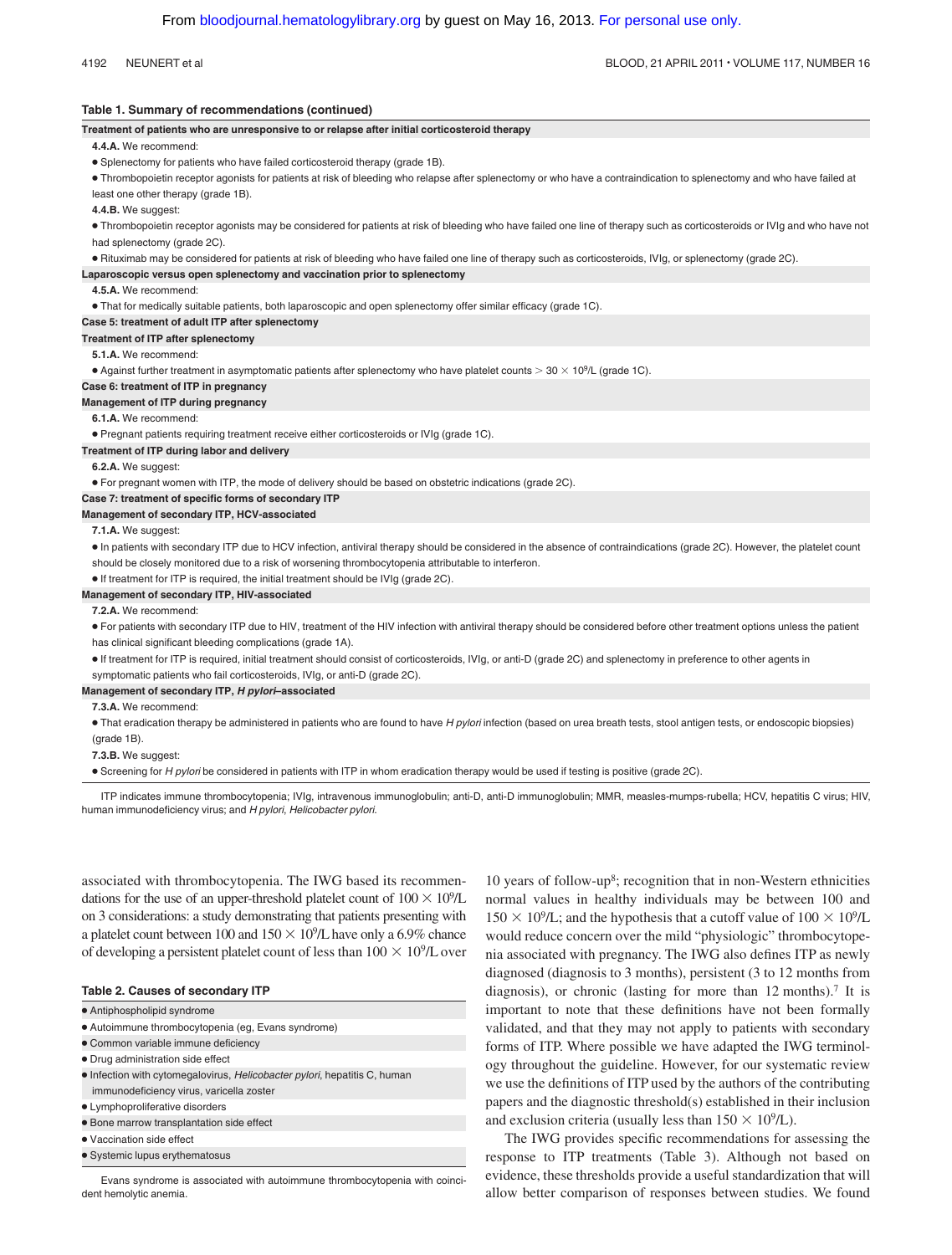**Table 1. Summary of recommendations (continued)**

| |
|---|
| **Treatment of patients who are unresponsive to or relapse after initial corticosteroid therapy** |
| 4.4.A. We recommend: |
| • Splenectomy for patients who have failed corticosteroid therapy (grade 1B). |
| • Thrombopoietin receptor agonists for patients at risk of bleeding who relapse after splenectomy or who have a contraindication to splenectomy and who have failed at least one other therapy (grade 1B). |
| 4.4.B. We suggest: |
| • Thrombopoietin receptor agonists may be considered for patients at risk of bleeding who have failed one line of therapy such as corticosteroids or IVIg and who have not had splenectomy (grade 2C). |
| • Rituximab may be considered for patients at risk of bleeding who have failed one line of therapy such as corticosteroids, IVIg, or splenectomy (grade 2C). |
| **Laparoscopic versus open splenectomy and vaccination prior to splenectomy** |
| 4.5.A. We recommend: |
| • That for medically suitable patients, both laparoscopic and open splenectomy offer similar efficacy (grade 1C). |
| **Case 5: treatment of adult ITP after splenectomy** |
| **Treatment of ITP after splenectomy** |
| 5.1.A. We recommend: |
| • Against further treatment in asymptomatic patients after splenectomy who have platelet counts > 30 × $10^9$/L (grade 1C). |
| **Case 6: treatment of ITP in pregnancy** |
| **Management of ITP during pregnancy** |
| 6.1.A. We recommend: |
| • Pregnant patients requiring treatment receive either corticosteroids or IVIg (grade 1C). |
| **Treatment of ITP during labor and delivery** |
| 6.2.A. We suggest: |
| • For pregnant women with ITP, the mode of delivery should be based on obstetric indications (grade 2C). |
| **Case 7: treatment of specific forms of secondary ITP** |
| **Management of secondary ITP, HCV-associated** |
| 7.1.A. We suggest: |
| • In patients with secondary ITP due to HCV infection, antiviral therapy should be considered in the absence of contraindications (grade 2C). However, the platelet count should be closely monitored due to a risk of worsening thrombocytopenia attributable to interferon. |
| • If treatment for ITP is required, the initial treatment should be IVIg (grade 2C). |
| **Management of secondary ITP, HIV-associated** |
| 7.2.A. We recommend: |
| • For patients with secondary ITP due to HIV, treatment of the HIV infection with antiviral therapy should be considered before other treatment options unless the patient has clinical significant bleeding complications (grade 1A). |
| • If treatment for ITP is required, initial treatment should consist of corticosteroids, IVIg, or anti-D (grade 2C) and splenectomy in preference to other agents in symptomatic patients who fail corticosteroids, IVIg, or anti-D (grade 2C). |
| **Management of secondary ITP, *H pylori*–associated** |
| 7.3.A. We recommend: |
| • That eradication therapy be administered in patients who are found to have *H pylori* infection (based on urea breath tests, stool antigen tests, or endoscopic biopsies) (grade 1B). |
| 7.3.B. We suggest: |
| • Screening for *H pylori* be considered in patients with ITP in whom eradication therapy would be used if testing is positive (grade 2C). |

ITP indicates immune thrombocytopenia; IVIg, intravenous immunoglobulin; anti-D, anti-D immunoglobulin; MMR, measles-mumps-rubella; HCV, hepatitis C virus; HIV, human immunodeficiency virus; and *H pylori*, *Helicobacter pylori*.

associated with thrombocytopenia. The IWG based its recommendations for the use of an upper-threshold platelet count of 100 × $10^9$/L on 3 considerations: a study demonstrating that patients presenting with a platelet count between 100 and 150 × $10^9$/L have only a 6.9% chance of developing a persistent platelet count of less than 100 × $10^9$/L over 10 years of follow-up[8]; recognition that in non-Western ethnicities normal values in healthy individuals may be between 100 and 150 × $10^9$/L; and the hypothesis that a cutoff value of 100 × $10^9$/L would reduce concern over the mild "physiologic" thrombocytopenia associated with pregnancy. The IWG also defines ITP as newly diagnosed (diagnosis to 3 months), persistent (3 to 12 months from diagnosis), or chronic (lasting for more than 12 months).[7] It is important to note that these definitions have not been formally validated, and that they may not apply to patients with secondary forms of ITP. Where possible we have adapted the IWG terminology throughout the guideline. However, for our systematic review we use the definitions of ITP used by the authors of the contributing papers and the diagnostic threshold(s) established in their inclusion and exclusion criteria (usually less than 150 × $10^9$/L).

The IWG provides specific recommendations for assessing the response to ITP treatments (Table 3). Although not based on evidence, these thresholds provide a useful standardization that will allow better comparison of responses between studies. We found

**Table 2. Causes of secondary ITP**

| |
|---|
| • Antiphospholipid syndrome |
| • Autoimmune thrombocytopenia (eg, Evans syndrome) |
| • Common variable immune deficiency |
| • Drug administration side effect |
| • Infection with cytomegalovirus, *Helicobacter pylori*, hepatitis C, human immunodeficiency virus, varicella zoster |
| • Lymphoproliferative disorders |
| • Bone marrow transplantation side effect |
| • Vaccination side effect |
| • Systemic lupus erythematosus |

Evans syndrome is associated with autoimmune thrombocytopenia with coincident hemolytic anemia.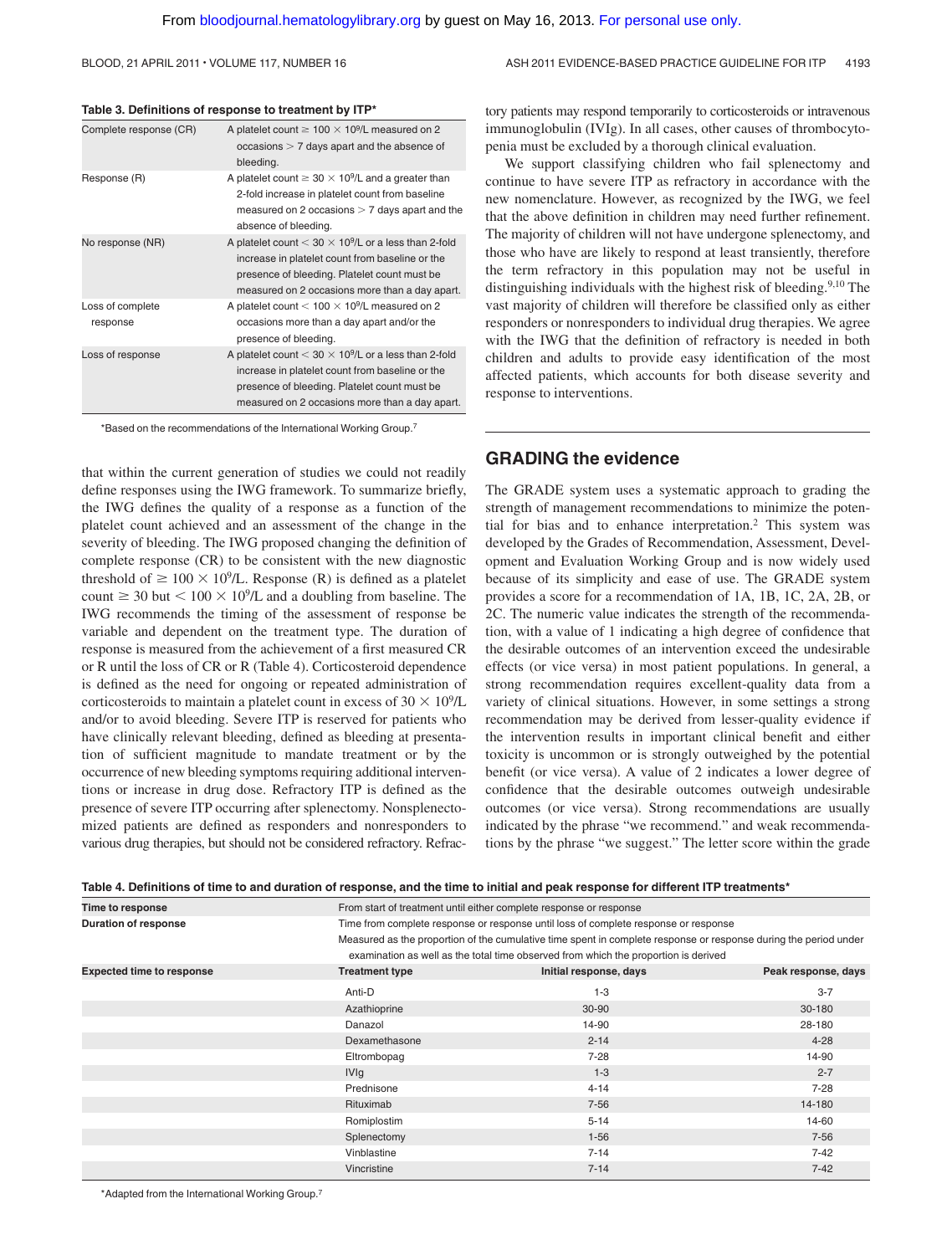**Table 3. Definitions of response to treatment by ITP***

| | |
|---|---|
| Complete response (CR) | A platelet count ≥ 100 × $10^9$/L measured on 2 occasions > 7 days apart and the absence of bleeding. |
| Response (R) | A platelet count ≥ 30 × $10^9$/L and a greater than 2-fold increase in platelet count from baseline measured on 2 occasions > 7 days apart and the absence of bleeding. |
| No response (NR) | A platelet count < 30 × $10^9$/L or a less than 2-fold increase in platelet count from baseline or the presence of bleeding. Platelet count must be measured on 2 occasions more than a day apart. |
| Loss of complete response | A platelet count < 100 × $10^9$/L measured on 2 occasions more than a day apart and/or the presence of bleeding. |
| Loss of response | A platelet count < 30 × $10^9$/L or a less than 2-fold increase in platelet count from baseline or the presence of bleeding. Platelet count must be measured on 2 occasions more than a day apart. |

*Based on the recommendations of the International Working Group.[7]

that within the current generation of studies we could not readily define responses using the IWG framework. To summarize briefly, the IWG defines the quality of a response as a function of the platelet count achieved and an assessment of the change in the severity of bleeding. The IWG proposed changing the definition of complete response (CR) to be consistent with the new diagnostic threshold of ≥ 100 × $10^9$/L. Response (R) is defined as a platelet count ≥ 30 but < 100 × $10^9$/L and a doubling from baseline. The IWG recommends the timing of the assessment of response be variable and dependent on the treatment type. The duration of response is measured from the achievement of a first measured CR or R until the loss of CR or R (Table 4). Corticosteroid dependence is defined as the need for ongoing or repeated administration of corticosteroids to maintain a platelet count in excess of 30 × $10^9$/L and/or to avoid bleeding. Severe ITP is reserved for patients who have clinically relevant bleeding, defined as bleeding at presentation of sufficient magnitude to mandate treatment or by the occurrence of new bleeding symptoms requiring additional interventions or increase in drug dose. Refractory ITP is defined as the presence of severe ITP occurring after splenectomy. Nonsplenectomized patients are defined as responders and nonresponders to various drug therapies, but should not be considered refractory. Refractory patients may respond temporarily to corticosteroids or intravenous immunoglobulin (IVIg). In all cases, other causes of thrombocytopenia must be excluded by a thorough clinical evaluation.

We support classifying children who fail splenectomy and continue to have severe ITP as refractory in accordance with the new nomenclature. However, as recognized by the IWG, we feel that the above definition in children may need further refinement. The majority of children will not have undergone splenectomy, and those who have are likely to respond at least transiently, therefore the term refractory in this population may not be useful in distinguishing individuals with the highest risk of bleeding.[9,10] The vast majority of children will therefore be classified only as either responders or nonresponders to individual drug therapies. We agree with the IWG that the definition of refractory is needed in both children and adults to provide easy identification of the most affected patients, which accounts for both disease severity and response to interventions.

## GRADING the evidence

The GRADE system uses a systematic approach to grading the strength of management recommendations to minimize the potential for bias and to enhance interpretation.[2] This system was developed by the Grades of Recommendation, Assessment, Development and Evaluation Working Group and is now widely used because of its simplicity and ease of use. The GRADE system provides a score for a recommendation of 1A, 1B, 1C, 2A, 2B, or 2C. The numeric value indicates the strength of the recommendation, with a value of 1 indicating a high degree of confidence that the desirable outcomes of an intervention exceed the undesirable effects (or vice versa) in most patient populations. In general, a strong recommendation requires excellent-quality data from a variety of clinical situations. However, in some settings a strong recommendation may be derived from lesser-quality evidence if the intervention results in important clinical benefit and either toxicity is uncommon or is strongly outweighed by the potential benefit (or vice versa). A value of 2 indicates a lower degree of confidence that the desirable outcomes outweigh undesirable outcomes (or vice versa). Strong recommendations are usually indicated by the phrase "we recommend." and weak recommendations by the phrase "we suggest." The letter score within the grade

**Table 4. Definitions of time to and duration of response, and the time to initial and peak response for different ITP treatments***

| **Time to response** | From start of treatment until either complete response or response | | |
|---|---|---|---|
| **Duration of response** | Time from complete response or response until loss of complete response or response | | |
| | Measured as the proportion of the cumulative time spent in complete response or response during the period under examination as well as the total time observed from which the proportion is derived | | |
| **Expected time to response** | **Treatment type** | **Initial response, days** | **Peak response, days** |
| | Anti-D | 1-3 | 3-7 |
| | Azathioprine | 30-90 | 30-180 |
| | Danazol | 14-90 | 28-180 |
| | Dexamethasone | 2-14 | 4-28 |
| | Eltrombopag | 7-28 | 14-90 |
| | IVIg | 1-3 | 2-7 |
| | Prednisone | 4-14 | 7-28 |
| | Rituximab | 7-56 | 14-180 |
| | Romiplostim | 5-14 | 14-60 |
| | Splenectomy | 1-56 | 7-56 |
| | Vinblastine | 7-14 | 7-42 |
| | Vincristine | 7-14 | 7-42 |

*Adapted from the International Working Group.[7]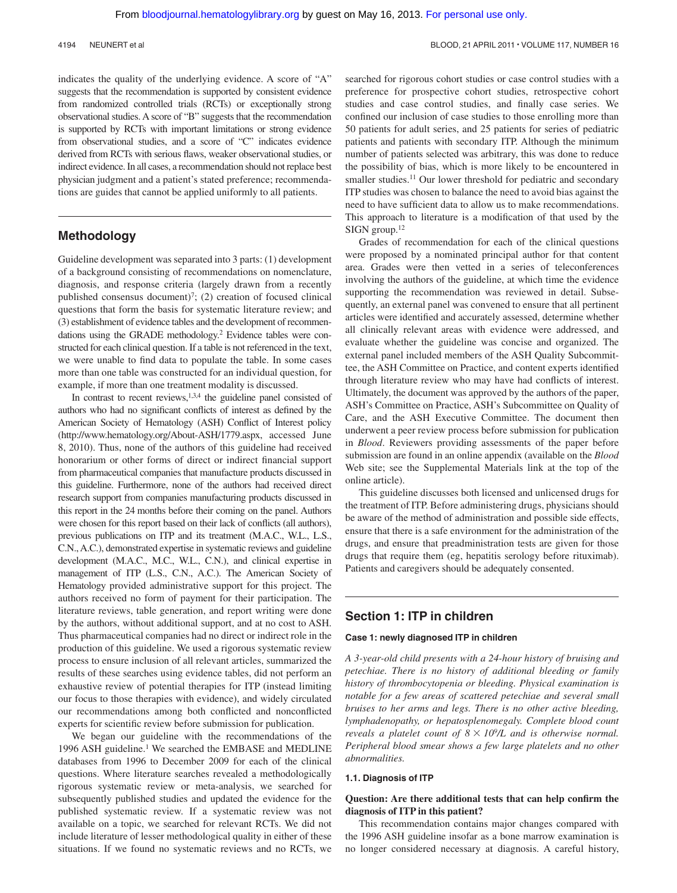indicates the quality of the underlying evidence. A score of "A" suggests that the recommendation is supported by consistent evidence from randomized controlled trials (RCTs) or exceptionally strong observational studies. A score of "B" suggests that the recommendation is supported by RCTs with important limitations or strong evidence from observational studies, and a score of "C" indicates evidence derived from RCTs with serious flaws, weaker observational studies, or indirect evidence. In all cases, a recommendation should not replace best physician judgment and a patient's stated preference; recommendations are guides that cannot be applied uniformly to all patients.

## Methodology

Guideline development was separated into 3 parts: (1) development of a background consisting of recommendations on nomenclature, diagnosis, and response criteria (largely drawn from a recently published consensus document)[7]; (2) creation of focused clinical questions that form the basis for systematic literature review; and (3) establishment of evidence tables and the development of recommendations using the GRADE methodology.[2] Evidence tables were constructed for each clinical question. If a table is not referenced in the text, we were unable to find data to populate the table. In some cases more than one table was constructed for an individual question, for example, if more than one treatment modality is discussed.

In contrast to recent reviews,[1,3,4] the guideline panel consisted of authors who had no significant conflicts of interest as defined by the American Society of Hematology (ASH) Conflict of Interest policy (http://www.hematology.org/About-ASH/1779.aspx, accessed June 8, 2010). Thus, none of the authors of this guideline had received honorarium or other forms of direct or indirect financial support from pharmaceutical companies that manufacture products discussed in this guideline. Furthermore, none of the authors had received direct research support from companies manufacturing products discussed in this report in the 24 months before their coming on the panel. Authors were chosen for this report based on their lack of conflicts (all authors), previous publications on ITP and its treatment (M.A.C., W.L., L.S., C.N., A.C.), demonstrated expertise in systematic reviews and guideline development (M.A.C., M.C., W.L., C.N.), and clinical expertise in management of ITP (L.S., C.N., A.C.). The American Society of Hematology provided administrative support for this project. The authors received no form of payment for their participation. The literature reviews, table generation, and report writing were done by the authors, without additional support, and at no cost to ASH. Thus pharmaceutical companies had no direct or indirect role in the production of this guideline. We used a rigorous systematic review process to ensure inclusion of all relevant articles, summarized the results of these searches using evidence tables, did not perform an exhaustive review of potential therapies for ITP (instead limiting our focus to those therapies with evidence), and widely circulated our recommendations among both conflicted and nonconflicted experts for scientific review before submission for publication.

We began our guideline with the recommendations of the 1996 ASH guideline.[1] We searched the EMBASE and MEDLINE databases from 1996 to December 2009 for each of the clinical questions. Where literature searches revealed a methodologically rigorous systematic review or meta-analysis, we searched for subsequently published studies and updated the evidence for the published systematic review. If a systematic review was not available on a topic, we searched for relevant RCTs. We did not include literature of lesser methodological quality in either of these situations. If we found no systematic reviews and no RCTs, we searched for rigorous cohort studies or case control studies with a preference for prospective cohort studies, retrospective cohort studies and case control studies, and finally case series. We confined our inclusion of case studies to those enrolling more than 50 patients for adult series, and 25 patients for series of pediatric patients and patients with secondary ITP. Although the minimum number of patients selected was arbitrary, this was done to reduce the possibility of bias, which is more likely to be encountered in smaller studies.[11] Our lower threshold for pediatric and secondary ITP studies was chosen to balance the need to avoid bias against the need to have sufficient data to allow us to make recommendations. This approach to literature is a modification of that used by the SIGN group.[12]

Grades of recommendation for each of the clinical questions were proposed by a nominated principal author for that content area. Grades were then vetted in a series of teleconferences involving the authors of the guideline, at which time the evidence supporting the recommendation was reviewed in detail. Subsequently, an external panel was convened to ensure that all pertinent articles were identified and accurately assessed, determine whether all clinically relevant areas with evidence were addressed, and evaluate whether the guideline was concise and organized. The external panel included members of the ASH Quality Subcommittee, the ASH Committee on Practice, and content experts identified through literature review who may have had conflicts of interest. Ultimately, the document was approved by the authors of the paper, ASH's Committee on Practice, ASH's Subcommittee on Quality of Care, and the ASH Executive Committee. The document then underwent a peer review process before submission for publication in *Blood*. Reviewers providing assessments of the paper before submission are found in an online appendix (available on the *Blood* Web site; see the Supplemental Materials link at the top of the online article).

This guideline discusses both licensed and unlicensed drugs for the treatment of ITP. Before administering drugs, physicians should be aware of the method of administration and possible side effects, ensure that there is a safe environment for the administration of the drugs, and ensure that preadministration tests are given for those drugs that require them (eg, hepatitis serology before rituximab). Patients and caregivers should be adequately consented.

## Section 1: ITP in children

### Case 1: newly diagnosed ITP in children

*A 3-year-old child presents with a 24-hour history of bruising and petechiae. There is no history of additional bleeding or family history of thrombocytopenia or bleeding. Physical examination is notable for a few areas of scattered petechiae and several small bruises to her arms and legs. There is no other active bleeding, lymphadenopathy, or hepatosplenomegaly. Complete blood count reveals a platelet count of $8 \times 10^9$/L and is otherwise normal. Peripheral blood smear shows a few large platelets and no other abnormalities.*

#### 1.1. Diagnosis of ITP

**Question: Are there additional tests that can help confirm the diagnosis of ITP in this patient?**

This recommendation contains major changes compared with the 1996 ASH guideline insofar as a bone marrow examination is no longer considered necessary at diagnosis. A careful history,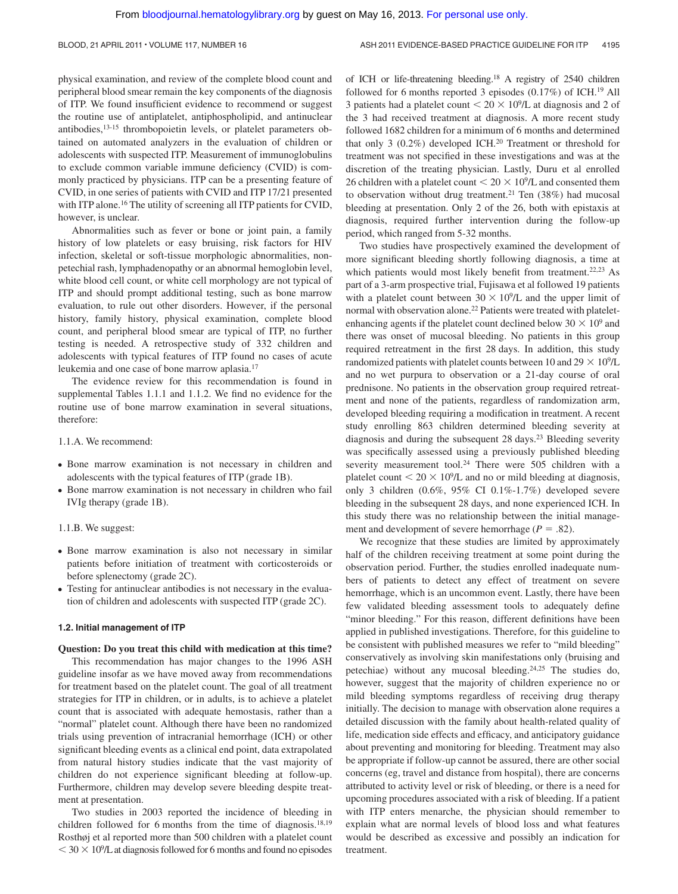physical examination, and review of the complete blood count and peripheral blood smear remain the key components of the diagnosis of ITP. We found insufficient evidence to recommend or suggest the routine use of antiplatelet, antiphospholipid, and antinuclear antibodies,[13-15] thrombopoietin levels, or platelet parameters obtained on automated analyzers in the evaluation of children or adolescents with suspected ITP. Measurement of immunoglobulins to exclude common variable immune deficiency (CVID) is commonly practiced by physicians. ITP can be a presenting feature of CVID, in one series of patients with CVID and ITP 17/21 presented with ITP alone.[16] The utility of screening all ITP patients for CVID, however, is unclear.

Abnormalities such as fever or bone or joint pain, a family history of low platelets or easy bruising, risk factors for HIV infection, skeletal or soft-tissue morphologic abnormalities, nonpetechial rash, lymphadenopathy or an abnormal hemoglobin level, white blood cell count, or white cell morphology are not typical of ITP and should prompt additional testing, such as bone marrow evaluation, to rule out other disorders. However, if the personal history, family history, physical examination, complete blood count, and peripheral blood smear are typical of ITP, no further testing is needed. A retrospective study of 332 children and adolescents with typical features of ITP found no cases of acute leukemia and one case of bone marrow aplasia.[17]

The evidence review for this recommendation is found in supplemental Tables 1.1.1 and 1.1.2. We find no evidence for the routine use of bone marrow examination in several situations, therefore:

1.1.A. We recommend:

- Bone marrow examination is not necessary in children and adolescents with the typical features of ITP (grade 1B).
- Bone marrow examination is not necessary in children who fail IVIg therapy (grade 1B).

1.1.B. We suggest:

- Bone marrow examination is also not necessary in similar patients before initiation of treatment with corticosteroids or before splenectomy (grade 2C).
- Testing for antinuclear antibodies is not necessary in the evaluation of children and adolescents with suspected ITP (grade 2C).

### 1.2. Initial management of ITP

**Question: Do you treat this child with medication at this time?**

This recommendation has major changes to the 1996 ASH guideline insofar as we have moved away from recommendations for treatment based on the platelet count. The goal of all treatment strategies for ITP in children, or in adults, is to achieve a platelet count that is associated with adequate hemostasis, rather than a "normal" platelet count. Although there have been no randomized trials using prevention of intracranial hemorrhage (ICH) or other significant bleeding events as a clinical end point, data extrapolated from natural history studies indicate that the vast majority of children do not experience significant bleeding at follow-up. Furthermore, children may develop severe bleeding despite treatment at presentation.

Two studies in 2003 reported the incidence of bleeding in children followed for 6 months from the time of diagnosis.[18,19] Rosthøj et al reported more than 500 children with a platelet count $< 30 \times 10^9$/L at diagnosis followed for 6 months and found no episodes of ICH or life-threatening bleeding.[18] A registry of 2540 children followed for 6 months reported 3 episodes (0.17%) of ICH.[19] All 3 patients had a platelet count $< 20 \times 10^9$/L at diagnosis and 2 of the 3 had received treatment at diagnosis. A more recent study followed 1682 children for a minimum of 6 months and determined that only 3 (0.2%) developed ICH.[20] Treatment or threshold for treatment was not specified in these investigations and was at the discretion of the treating physician. Lastly, Duru et al enrolled 26 children with a platelet count $< 20 \times 10^9$/L and consented them to observation without drug treatment.[21] Ten (38%) had mucosal bleeding at presentation. Only 2 of the 26, both with epistaxis at diagnosis, required further intervention during the follow-up period, which ranged from 5-32 months.

Two studies have prospectively examined the development of more significant bleeding shortly following diagnosis, a time at which patients would most likely benefit from treatment.[22,23] As part of a 3-arm prospective trial, Fujisawa et al followed 19 patients with a platelet count between $30 \times 10^9$/L and the upper limit of normal with observation alone.[22] Patients were treated with platelet-enhancing agents if the platelet count declined below $30 \times 10^9$ and there was onset of mucosal bleeding. No patients in this group required retreatment in the first 28 days. In addition, this study randomized patients with platelet counts between 10 and $29 \times 10^9$/L and no wet purpura to observation or a 21-day course of oral prednisone. No patients in the observation group required retreatment and none of the patients, regardless of randomization arm, developed bleeding requiring a modification in treatment. A recent study enrolling 863 children determined bleeding severity at diagnosis and during the subsequent 28 days.[23] Bleeding severity was specifically assessed using a previously published bleeding severity measurement tool.[24] There were 505 children with a platelet count $< 20 \times 10^9$/L and no or mild bleeding at diagnosis, only 3 children (0.6%, 95% CI 0.1%-1.7%) developed severe bleeding in the subsequent 28 days, and none experienced ICH. In this study there was no relationship between the initial management and development of severe hemorrhage ($P = .82$).

We recognize that these studies are limited by approximately half of the children receiving treatment at some point during the observation period. Further, the studies enrolled inadequate numbers of patients to detect any effect of treatment on severe hemorrhage, which is an uncommon event. Lastly, there have been few validated bleeding assessment tools to adequately define "minor bleeding." For this reason, different definitions have been applied in published investigations. Therefore, for this guideline to be consistent with published measures we refer to "mild bleeding" conservatively as involving skin manifestations only (bruising and petechiae) without any mucosal bleeding.[24,25] The studies do, however, suggest that the majority of children experience no or mild bleeding symptoms regardless of receiving drug therapy initially. The decision to manage with observation alone requires a detailed discussion with the family about health-related quality of life, medication side effects and efficacy, and anticipatory guidance about preventing and monitoring for bleeding. Treatment may also be appropriate if follow-up cannot be assured, there are other social concerns (eg, travel and distance from hospital), there are concerns attributed to activity level or risk of bleeding, or there is a need for upcoming procedures associated with a risk of bleeding. If a patient with ITP enters menarche, the physician should remember to explain what are normal levels of blood loss and what features would be described as excessive and possibly an indication for treatment.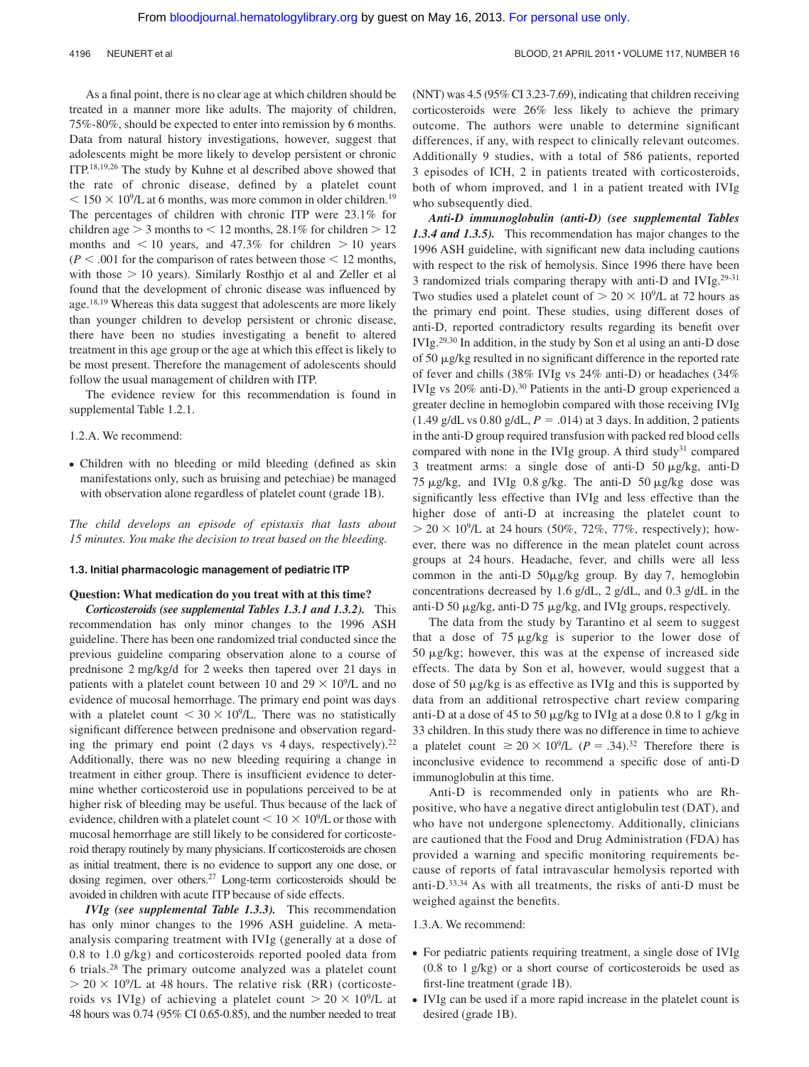As a final point, there is no clear age at which children should be treated in a manner more like adults. The majority of children, 75%-80%, should be expected to enter into remission by 6 months. Data from natural history investigations, however, suggest that adolescents might be more likely to develop persistent or chronic ITP.[18,19,26] The study by Kuhne et al described above showed that the rate of chronic disease, defined by a platelet count $< 150 \times 10^9$/L at 6 months, was more common in older children.[19] The percentages of children with chronic ITP were 23.1% for children age $> 3$ months to $< 12$ months, 28.1% for children $> 12$ months and $< 10$ years, and 47.3% for children $> 10$ years ($P < .001$ for the comparison of rates between those $< 12$ months, with those $> 10$ years). Similarly Rosthjo et al and Zeller et al found that the development of chronic disease was influenced by age.[18,19] Whereas this data suggest that adolescents are more likely than younger children to develop persistent or chronic disease, there have been no studies investigating a benefit to altered treatment in this age group or the age at which this effect is likely to be most present. Therefore the management of adolescents should follow the usual management of children with ITP.

The evidence review for this recommendation is found in supplemental Table 1.2.1.

1.2.A. We recommend:

- Children with no bleeding or mild bleeding (defined as skin manifestations only, such as bruising and petechiae) be managed with observation alone regardless of platelet count (grade 1B).

*The child develops an episode of epistaxis that lasts about 15 minutes. You make the decision to treat based on the bleeding.*

#### 1.3. Initial pharmacologic management of pediatric ITP

**Question: What medication do you treat with at this time?**

***Corticosteroids (see supplemental Tables 1.3.1 and 1.3.2).*** This recommendation has only minor changes to the 1996 ASH guideline. There has been one randomized trial conducted since the previous guideline comparing observation alone to a course of prednisone 2 mg/kg/d for 2 weeks then tapered over 21 days in patients with a platelet count between 10 and $29 \times 10^9$/L and no evidence of mucosal hemorrhage. The primary end point was days with a platelet count $< 30 \times 10^9$/L. There was no statistically significant difference between prednisone and observation regarding the primary end point (2 days vs 4 days, respectively).[22] Additionally, there was no new bleeding requiring a change in treatment in either group. There is insufficient evidence to determine whether corticosteroid use in populations perceived to be at higher risk of bleeding may be useful. Thus because of the lack of evidence, children with a platelet count $< 10 \times 10^9$/L or those with mucosal hemorrhage are still likely to be considered for corticosteroid therapy routinely by many physicians. If corticosteroids are chosen as initial treatment, there is no evidence to support any one dose, or dosing regimen, over others.[27] Long-term corticosteroids should be avoided in children with acute ITP because of side effects.

***IVIg (see supplemental Table 1.3.3).*** This recommendation has only minor changes to the 1996 ASH guideline. A meta-analysis comparing treatment with IVIg (generally at a dose of 0.8 to 1.0 g/kg) and corticosteroids reported pooled data from 6 trials.[28] The primary outcome analyzed was a platelet count $> 20 \times 10^9$/L at 48 hours. The relative risk (RR) (corticosteroids vs IVIg) of achieving a platelet count $> 20 \times 10^9$/L at 48 hours was 0.74 (95% CI 0.65-0.85), and the number needed to treat (NNT) was 4.5 (95% CI 3.23-7.69), indicating that children receiving corticosteroids were 26% less likely to achieve the primary outcome. The authors were unable to determine significant differences, if any, with respect to clinically relevant outcomes. Additionally 9 studies, with a total of 586 patients, reported 3 episodes of ICH, 2 in patients treated with corticosteroids, both of whom improved, and 1 in a patient treated with IVIg who subsequently died.

***Anti-D immunoglobulin (anti-D) (see supplemental Tables 1.3.4 and 1.3.5).*** This recommendation has major changes to the 1996 ASH guideline, with significant new data including cautions with respect to the risk of hemolysis. Since 1996 there have been 3 randomized trials comparing therapy with anti-D and IVIg.[29-31] Two studies used a platelet count of $> 20 \times 10^9$/L at 72 hours as the primary end point. These studies, using different doses of anti-D, reported contradictory results regarding its benefit over IVIg.[29,30] In addition, in the study by Son et al using an anti-D dose of 50 μg/kg resulted in no significant difference in the reported rate of fever and chills (38% IVIg vs 24% anti-D) or headaches (34% IVIg vs 20% anti-D).[30] Patients in the anti-D group experienced a greater decline in hemoglobin compared with those receiving IVIg (1.49 g/dL vs 0.80 g/dL, $P = .014$) at 3 days. In addition, 2 patients in the anti-D group required transfusion with packed red blood cells compared with none in the IVIg group. A third study[31] compared 3 treatment arms: a single dose of anti-D 50 μg/kg, anti-D 75 μg/kg, and IVIg 0.8 g/kg. The anti-D 50 μg/kg dose was significantly less effective than IVIg and less effective than the higher dose of anti-D at increasing the platelet count to $> 20 \times 10^9$/L at 24 hours (50%, 72%, 77%, respectively); however, there was no difference in the mean platelet count across groups at 24 hours. Headache, fever, and chills were all less common in the anti-D 50μg/kg group. By day 7, hemoglobin concentrations decreased by 1.6 g/dL, 2 g/dL, and 0.3 g/dL in the anti-D 50 μg/kg, anti-D 75 μg/kg, and IVIg groups, respectively.

The data from the study by Tarantino et al seem to suggest that a dose of 75 μg/kg is superior to the lower dose of 50 μg/kg; however, this was at the expense of increased side effects. The data by Son et al, however, would suggest that a dose of 50 μg/kg is as effective as IVIg and this is supported by data from an additional retrospective chart review comparing anti-D at a dose of 45 to 50 μg/kg to IVIg at a dose 0.8 to 1 g/kg in 33 children. In this study there was no difference in time to achieve a platelet count $\geq 20 \times 10^9$/L ($P = .34$).[32] Therefore there is inconclusive evidence to recommend a specific dose of anti-D immunoglobulin at this time.

Anti-D is recommended only in patients who are Rh-positive, who have a negative direct antiglobulin test (DAT), and who have not undergone splenectomy. Additionally, clinicians are cautioned that the Food and Drug Administration (FDA) has provided a warning and specific monitoring requirements because of reports of fatal intravascular hemolysis reported with anti-D.[33,34] As with all treatments, the risks of anti-D must be weighed against the benefits.

1.3.A. We recommend:

- For pediatric patients requiring treatment, a single dose of IVIg (0.8 to 1 g/kg) or a short course of corticosteroids be used as first-line treatment (grade 1B).
- IVIg can be used if a more rapid increase in the platelet count is desired (grade 1B).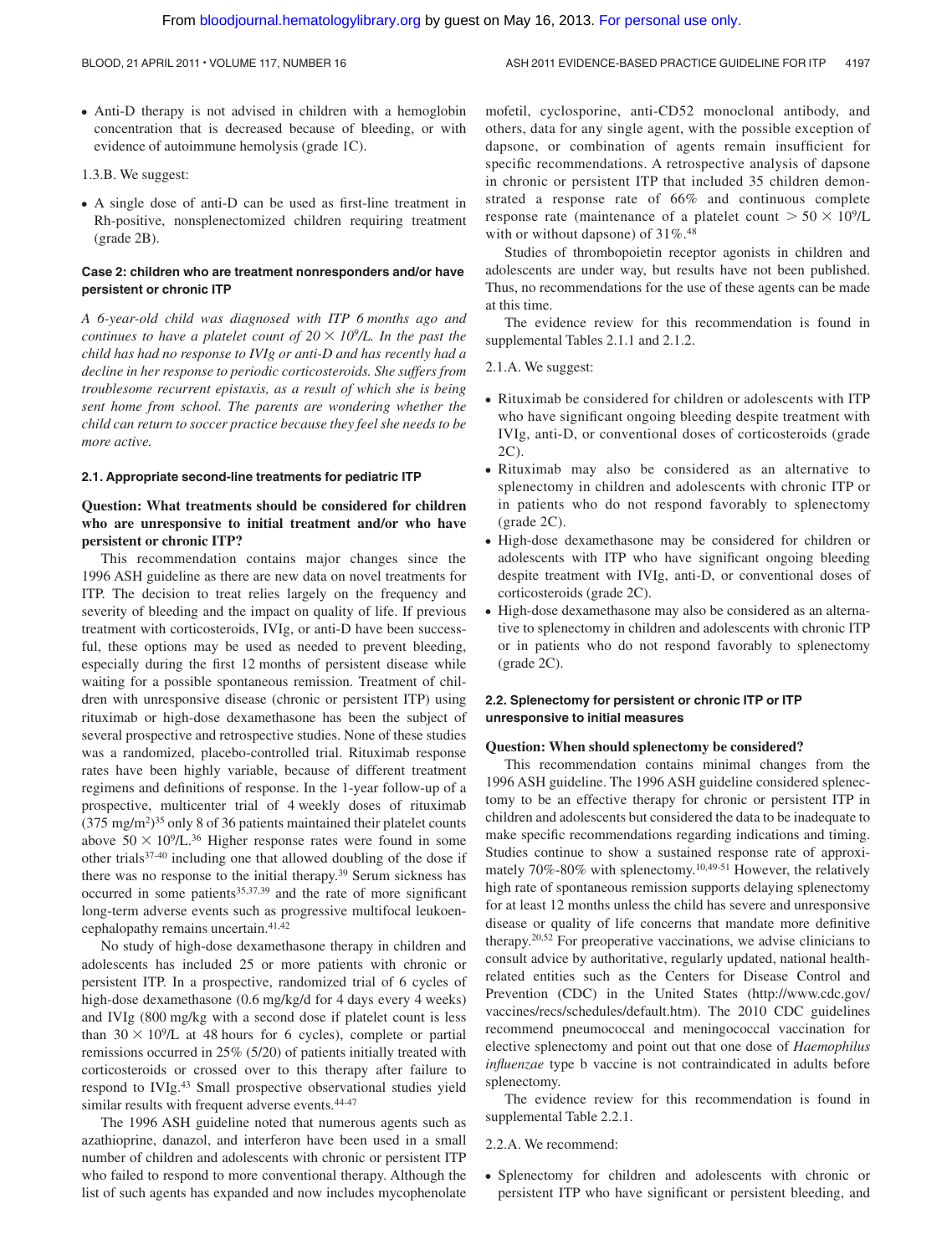- Anti-D therapy is not advised in children with a hemoglobin concentration that is decreased because of bleeding, or with evidence of autoimmune hemolysis (grade 1C).

1.3.B. We suggest:

- A single dose of anti-D can be used as first-line treatment in Rh-positive, nonsplenectomized children requiring treatment (grade 2B).

#### Case 2: children who are treatment nonresponders and/or have persistent or chronic ITP

*A 6-year-old child was diagnosed with ITP 6 months ago and continues to have a platelet count of $20 \times 10^9$/L. In the past the child has had no response to IVIg or anti-D and has recently had a decline in her response to periodic corticosteroids. She suffers from troublesome recurrent epistaxis, as a result of which she is being sent home from school. The parents are wondering whether the child can return to soccer practice because they feel she needs to be more active.*

#### 2.1. Appropriate second-line treatments for pediatric ITP

**Question: What treatments should be considered for children who are unresponsive to initial treatment and/or who have persistent or chronic ITP?**

This recommendation contains major changes since the 1996 ASH guideline as there are new data on novel treatments for ITP. The decision to treat relies largely on the frequency and severity of bleeding and the impact on quality of life. If previous treatment with corticosteroids, IVIg, or anti-D have been successful, these options may be used as needed to prevent bleeding, especially during the first 12 months of persistent disease while waiting for a possible spontaneous remission. Treatment of children with unresponsive disease (chronic or persistent ITP) using rituximab or high-dose dexamethasone has been the subject of several prospective and retrospective studies. None of these studies was a randomized, placebo-controlled trial. Rituximab response rates have been highly variable, because of different treatment regimens and definitions of response. In the 1-year follow-up of a prospective, multicenter trial of 4 weekly doses of rituximab (375 mg/m$^2$)[35] only 8 of 36 patients maintained their platelet counts above $50 \times 10^9$/L.[36] Higher response rates were found in some other trials[37-40] including one that allowed doubling of the dose if there was no response to the initial therapy.[39] Serum sickness has occurred in some patients[35,37,39] and the rate of more significant long-term adverse events such as progressive multifocal leukoencephalopathy remains uncertain.[41,42]

No study of high-dose dexamethasone therapy in children and adolescents has included 25 or more patients with chronic or persistent ITP. In a prospective, randomized trial of 6 cycles of high-dose dexamethasone (0.6 mg/kg/d for 4 days every 4 weeks) and IVIg (800 mg/kg with a second dose if platelet count is less than $30 \times 10^9$/L at 48 hours for 6 cycles), complete or partial remissions occurred in 25% (5/20) of patients initially treated with corticosteroids or crossed over to this therapy after failure to respond to IVIg.[43] Small prospective observational studies yield similar results with frequent adverse events.[44-47]

The 1996 ASH guideline noted that numerous agents such as azathioprine, danazol, and interferon have been used in a small number of children and adolescents with chronic or persistent ITP who failed to respond to more conventional therapy. Although the list of such agents has expanded and now includes mycophenolate mofetil, cyclosporine, anti-CD52 monoclonal antibody, and others, data for any single agent, with the possible exception of dapsone, or combination of agents remain insufficient for specific recommendations. A retrospective analysis of dapsone in chronic or persistent ITP that included 35 children demonstrated a response rate of 66% and continuous complete response rate (maintenance of a platelet count $> 50 \times 10^9$/L with or without dapsone) of 31%.[48]

Studies of thrombopoietin receptor agonists in children and adolescents are under way, but results have not been published. Thus, no recommendations for the use of these agents can be made at this time.

The evidence review for this recommendation is found in supplemental Tables 2.1.1 and 2.1.2.

2.1.A. We suggest:

- Rituximab be considered for children or adolescents with ITP who have significant ongoing bleeding despite treatment with IVIg, anti-D, or conventional doses of corticosteroids (grade 2C).
- Rituximab may also be considered as an alternative to splenectomy in children and adolescents with chronic ITP or in patients who do not respond favorably to splenectomy (grade 2C).
- High-dose dexamethasone may be considered for children or adolescents with ITP who have significant ongoing bleeding despite treatment with IVIg, anti-D, or conventional doses of corticosteroids (grade 2C).
- High-dose dexamethasone may also be considered as an alternative to splenectomy in children and adolescents with chronic ITP or in patients who do not respond favorably to splenectomy (grade 2C).

#### 2.2. Splenectomy for persistent or chronic ITP or ITP unresponsive to initial measures

**Question: When should splenectomy be considered?**

This recommendation contains minimal changes from the 1996 ASH guideline. The 1996 ASH guideline considered splenectomy to be an effective therapy for chronic or persistent ITP in children and adolescents but considered the data to be inadequate to make specific recommendations regarding indications and timing. Studies continue to show a sustained response rate of approximately 70%-80% with splenectomy.[10,49-51] However, the relatively high rate of spontaneous remission supports delaying splenectomy for at least 12 months unless the child has severe and unresponsive disease or quality of life concerns that mandate more definitive therapy.[20,52] For preoperative vaccinations, we advise clinicians to consult advice by authoritative, regularly updated, national health-related entities such as the Centers for Disease Control and Prevention (CDC) in the United States (http://www.cdc.gov/vaccines/recs/schedules/default.htm). The 2010 CDC guidelines recommend pneumococcal and meningococcal vaccination for elective splenectomy and point out that one dose of *Haemophilus influenzae* type b vaccine is not contraindicated in adults before splenectomy.

The evidence review for this recommendation is found in supplemental Table 2.2.1.

2.2.A. We recommend:

- Splenectomy for children and adolescents with chronic or persistent ITP who have significant or persistent bleeding, and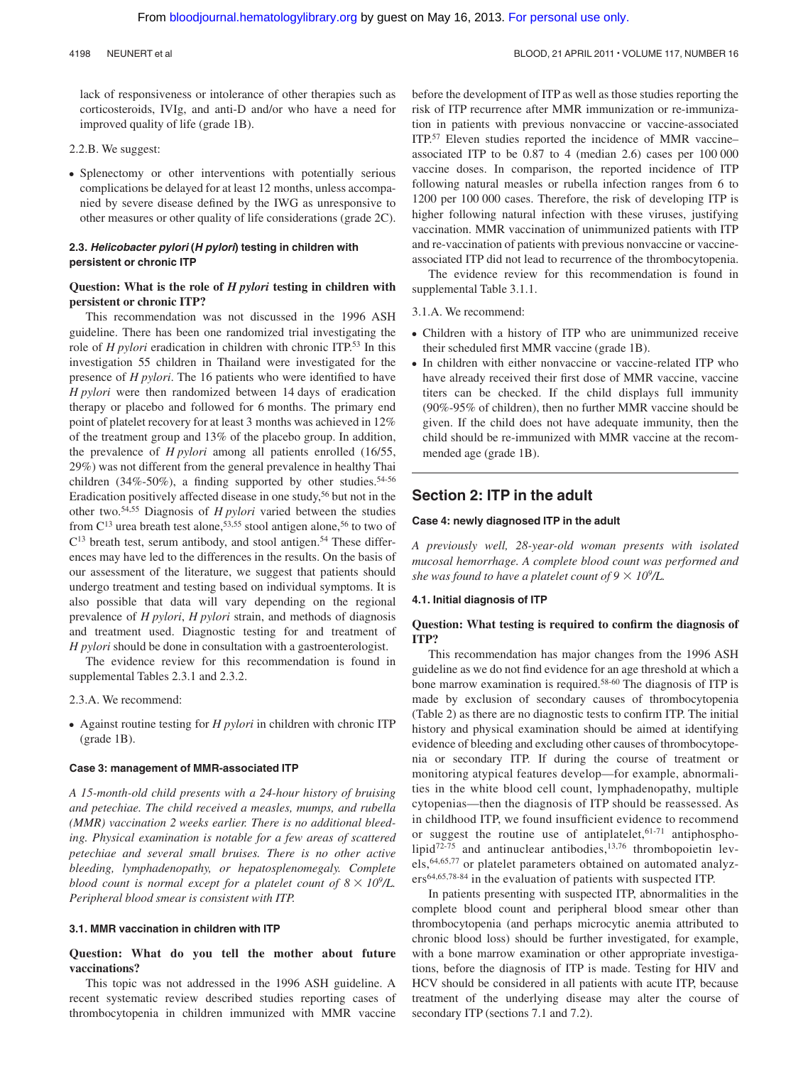lack of responsiveness or intolerance of other therapies such as corticosteroids, IVIg, and anti-D and/or who have a need for improved quality of life (grade 1B).

2.2.B. We suggest:

- Splenectomy or other interventions with potentially serious complications be delayed for at least 12 months, unless accompanied by severe disease defined by the IWG as unresponsive to other measures or other quality of life considerations (grade 2C).

### 2.3. *Helicobacter pylori* (*H pylori*) testing in children with persistent or chronic ITP

**Question: What is the role of *H pylori* testing in children with persistent or chronic ITP?**

This recommendation was not discussed in the 1996 ASH guideline. There has been one randomized trial investigating the role of *H pylori* eradication in children with chronic ITP.[53] In this investigation 55 children in Thailand were investigated for the presence of *H pylori*. The 16 patients who were identified to have *H pylori* were then randomized between 14 days of eradication therapy or placebo and followed for 6 months. The primary end point of platelet recovery for at least 3 months was achieved in 12% of the treatment group and 13% of the placebo group. In addition, the prevalence of *H pylori* among all patients enrolled (16/55, 29%) was not different from the general prevalence in healthy Thai children (34%-50%), a finding supported by other studies.[54-56] Eradication positively affected disease in one study,[56] but not in the other two.[54,55] Diagnosis of *H pylori* varied between the studies from $C^{13}$ urea breath test alone,[53,55] stool antigen alone,[56] to two of $C^{13}$ breath test, serum antibody, and stool antigen.[54] These differences may have led to the differences in the results. On the basis of our assessment of the literature, we suggest that patients should undergo treatment and testing based on individual symptoms. It is also possible that data will vary depending on the regional prevalence of *H pylori*, *H pylori* strain, and methods of diagnosis and treatment used. Diagnostic testing for and treatment of *H pylori* should be done in consultation with a gastroenterologist.

The evidence review for this recommendation is found in supplemental Tables 2.3.1 and 2.3.2.

2.3.A. We recommend:

- Against routine testing for *H pylori* in children with chronic ITP (grade 1B).

### Case 3: management of MMR-associated ITP

*A 15-month-old child presents with a 24-hour history of bruising and petechiae. The child received a measles, mumps, and rubella (MMR) vaccination 2 weeks earlier. There is no additional bleeding. Physical examination is notable for a few areas of scattered petechiae and several small bruises. There is no other active bleeding, lymphadenopathy, or hepatosplenomegaly. Complete blood count is normal except for a platelet count of 8 × 10⁹/L. Peripheral blood smear is consistent with ITP.*

### 3.1. MMR vaccination in children with ITP

**Question: What do you tell the mother about future vaccinations?**

This topic was not addressed in the 1996 ASH guideline. A recent systematic review described studies reporting cases of thrombocytopenia in children immunized with MMR vaccine before the development of ITP as well as those studies reporting the risk of ITP recurrence after MMR immunization or re-immunization in patients with previous nonvaccine or vaccine-associated ITP.[57] Eleven studies reported the incidence of MMR vaccine–associated ITP to be 0.87 to 4 (median 2.6) cases per 100 000 vaccine doses. In comparison, the reported incidence of ITP following natural measles or rubella infection ranges from 6 to 1200 per 100 000 cases. Therefore, the risk of developing ITP is higher following natural infection with these viruses, justifying vaccination. MMR vaccination of unimmunized patients with ITP and re-vaccination of patients with previous nonvaccine or vaccine-associated ITP did not lead to recurrence of the thrombocytopenia.

The evidence review for this recommendation is found in supplemental Table 3.1.1.

3.1.A. We recommend:

- Children with a history of ITP who are unimmunized receive their scheduled first MMR vaccine (grade 1B).
- In children with either nonvaccine or vaccine-related ITP who have already received their first dose of MMR vaccine, vaccine titers can be checked. If the child displays full immunity (90%-95% of children), then no further MMR vaccine should be given. If the child does not have adequate immunity, then the child should be re-immunized with MMR vaccine at the recommended age (grade 1B).

## Section 2: ITP in the adult

### Case 4: newly diagnosed ITP in the adult

*A previously well, 28-year-old woman presents with isolated mucosal hemorrhage. A complete blood count was performed and she was found to have a platelet count of 9 × 10⁹/L.*

### 4.1. Initial diagnosis of ITP

**Question: What testing is required to confirm the diagnosis of ITP?**

This recommendation has major changes from the 1996 ASH guideline as we do not find evidence for an age threshold at which a bone marrow examination is required.[58-60] The diagnosis of ITP is made by exclusion of secondary causes of thrombocytopenia (Table 2) as there are no diagnostic tests to confirm ITP. The initial history and physical examination should be aimed at identifying evidence of bleeding and excluding other causes of thrombocytopenia or secondary ITP. If during the course of treatment or monitoring atypical features develop—for example, abnormalities in the white blood cell count, lymphadenopathy, multiple cytopenias—then the diagnosis of ITP should be reassessed. As in childhood ITP, we found insufficient evidence to recommend or suggest the routine use of antiplatelet,[61-71] antiphospholipid[72-75] and antinuclear antibodies,[13,76] thrombopoietin levels,[64,65,77] or platelet parameters obtained on automated analyzers[64,65,78-84] in the evaluation of patients with suspected ITP.

In patients presenting with suspected ITP, abnormalities in the complete blood count and peripheral blood smear other than thrombocytopenia (and perhaps microcytic anemia attributed to chronic blood loss) should be further investigated, for example, with a bone marrow examination or other appropriate investigations, before the diagnosis of ITP is made. Testing for HIV and HCV should be considered in all patients with acute ITP, because treatment of the underlying disease may alter the course of secondary ITP (sections 7.1 and 7.2).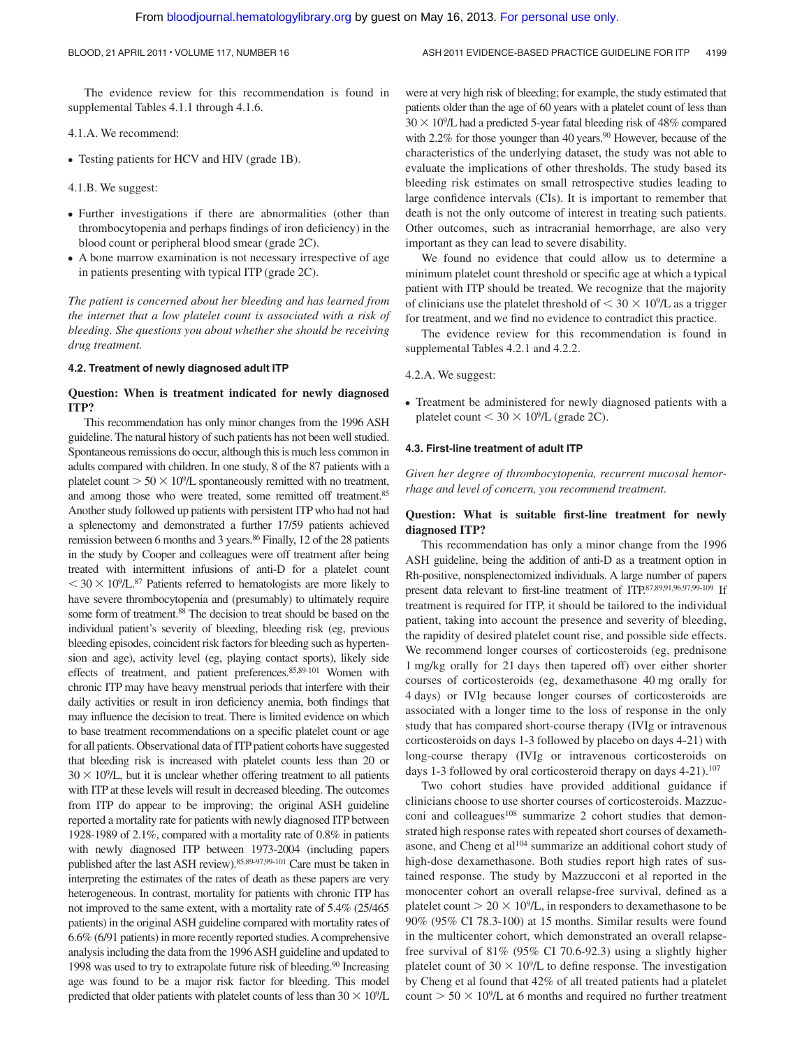The evidence review for this recommendation is found in supplemental Tables 4.1.1 through 4.1.6.

4.1.A. We recommend:

- Testing patients for HCV and HIV (grade 1B).

4.1.B. We suggest:

- Further investigations if there are abnormalities (other than thrombocytopenia and perhaps findings of iron deficiency) in the blood count or peripheral blood smear (grade 2C).
- A bone marrow examination is not necessary irrespective of age in patients presenting with typical ITP (grade 2C).

*The patient is concerned about her bleeding and has learned from the internet that a low platelet count is associated with a risk of bleeding. She questions you about whether she should be receiving drug treatment.*

### 4.2. Treatment of newly diagnosed adult ITP

**Question: When is treatment indicated for newly diagnosed ITP?**

This recommendation has only minor changes from the 1996 ASH guideline. The natural history of such patients has not been well studied. Spontaneous remissions do occur, although this is much less common in adults compared with children. In one study, 8 of the 87 patients with a platelet count $> 50 \times 10^9/L$ spontaneously remitted with no treatment, and among those who were treated, some remitted off treatment.[85] Another study followed up patients with persistent ITP who had not had a splenectomy and demonstrated a further 17/59 patients achieved remission between 6 months and 3 years.[86] Finally, 12 of the 28 patients in the study by Cooper and colleagues were off treatment after being treated with intermittent infusions of anti-D for a platelet count $< 30 \times 10^9/L$.[87] Patients referred to hematologists are more likely to have severe thrombocytopenia and (presumably) to ultimately require some form of treatment.[88] The decision to treat should be based on the individual patient's severity of bleeding, bleeding risk (eg, previous bleeding episodes, coincident risk factors for bleeding such as hypertension and age), activity level (eg, playing contact sports), likely side effects of treatment, and patient preferences.[85,89-101] Women with chronic ITP may have heavy menstrual periods that interfere with their daily activities or result in iron deficiency anemia, both findings that may influence the decision to treat. There is limited evidence on which to base treatment recommendations on a specific platelet count or age for all patients. Observational data of ITP patient cohorts have suggested that bleeding risk is increased with platelet counts less than 20 or $30 \times 10^9/L$, but it is unclear whether offering treatment to all patients with ITP at these levels will result in decreased bleeding. The outcomes from ITP do appear to be improving; the original ASH guideline reported a mortality rate for patients with newly diagnosed ITP between 1928-1989 of 2.1%, compared with a mortality rate of 0.8% in patients with newly diagnosed ITP between 1973-2004 (including papers published after the last ASH review).[85,89-97,99-101] Care must be taken in interpreting the estimates of the rates of death as these papers are very heterogeneous. In contrast, mortality for patients with chronic ITP has not improved to the same extent, with a mortality rate of 5.4% (25/465 patients) in the original ASH guideline compared with mortality rates of 6.6% (6/91 patients) in more recently reported studies. A comprehensive analysis including the data from the 1996 ASH guideline and updated to 1998 was used to try to extrapolate future risk of bleeding.[90] Increasing age was found to be a major risk factor for bleeding. This model predicted that older patients with platelet counts of less than $30 \times 10^9/L$ were at very high risk of bleeding; for example, the study estimated that patients older than the age of 60 years with a platelet count of less than $30 \times 10^9/L$ had a predicted 5-year fatal bleeding risk of 48% compared with 2.2% for those younger than 40 years.[90] However, because of the characteristics of the underlying dataset, the study was not able to evaluate the implications of other thresholds. The study based its bleeding risk estimates on small retrospective studies leading to large confidence intervals (CIs). It is important to remember that death is not the only outcome of interest in treating such patients. Other outcomes, such as intracranial hemorrhage, are also very important as they can lead to severe disability.

We found no evidence that could allow us to determine a minimum platelet count threshold or specific age at which a typical patient with ITP should be treated. We recognize that the majority of clinicians use the platelet threshold of $< 30 \times 10^9/L$ as a trigger for treatment, and we find no evidence to contradict this practice.

The evidence review for this recommendation is found in supplemental Tables 4.2.1 and 4.2.2.

4.2.A. We suggest:

- Treatment be administered for newly diagnosed patients with a platelet count $< 30 \times 10^9/L$ (grade 2C).

### 4.3. First-line treatment of adult ITP

*Given her degree of thrombocytopenia, recurrent mucosal hemorrhage and level of concern, you recommend treatment.*

**Question: What is suitable first-line treatment for newly diagnosed ITP?**

This recommendation has only a minor change from the 1996 ASH guideline, being the addition of anti-D as a treatment option in Rh-positive, nonsplenectomized individuals. A large number of papers present data relevant to first-line treatment of ITP.[87,89,91,96,97,99-109] If treatment is required for ITP, it should be tailored to the individual patient, taking into account the presence and severity of bleeding, the rapidity of desired platelet count rise, and possible side effects. We recommend longer courses of corticosteroids (eg, prednisone 1 mg/kg orally for 21 days then tapered off) over either shorter courses of corticosteroids (eg, dexamethasone 40 mg orally for 4 days) or IVIg because longer courses of corticosteroids are associated with a longer time to the loss of response in the only study that has compared short-course therapy (IVIg or intravenous corticosteroids on days 1-3 followed by placebo on days 4-21) with long-course therapy (IVIg or intravenous corticosteroids on days 1-3 followed by oral corticosteroid therapy on days 4-21).[107]

Two cohort studies have provided additional guidance if clinicians choose to use shorter courses of corticosteroids. Mazzucconi and colleagues[108] summarize 2 cohort studies that demonstrated high response rates with repeated short courses of dexamethasone, and Cheng et al[104] summarize an additional cohort study of high-dose dexamethasone. Both studies report high rates of sustained response. The study by Mazzucconi et al reported in the monocenter cohort an overall relapse-free survival, defined as a platelet count $> 20 \times 10^9/L$, in responders to dexamethasone to be 90% (95% CI 78.3-100) at 15 months. Similar results were found in the multicenter cohort, which demonstrated an overall relapse-free survival of 81% (95% CI 70.6-92.3) using a slightly higher platelet count of $30 \times 10^9/L$ to define response. The investigation by Cheng et al found that 42% of all treated patients had a platelet count $> 50 \times 10^9/L$ at 6 months and required no further treatment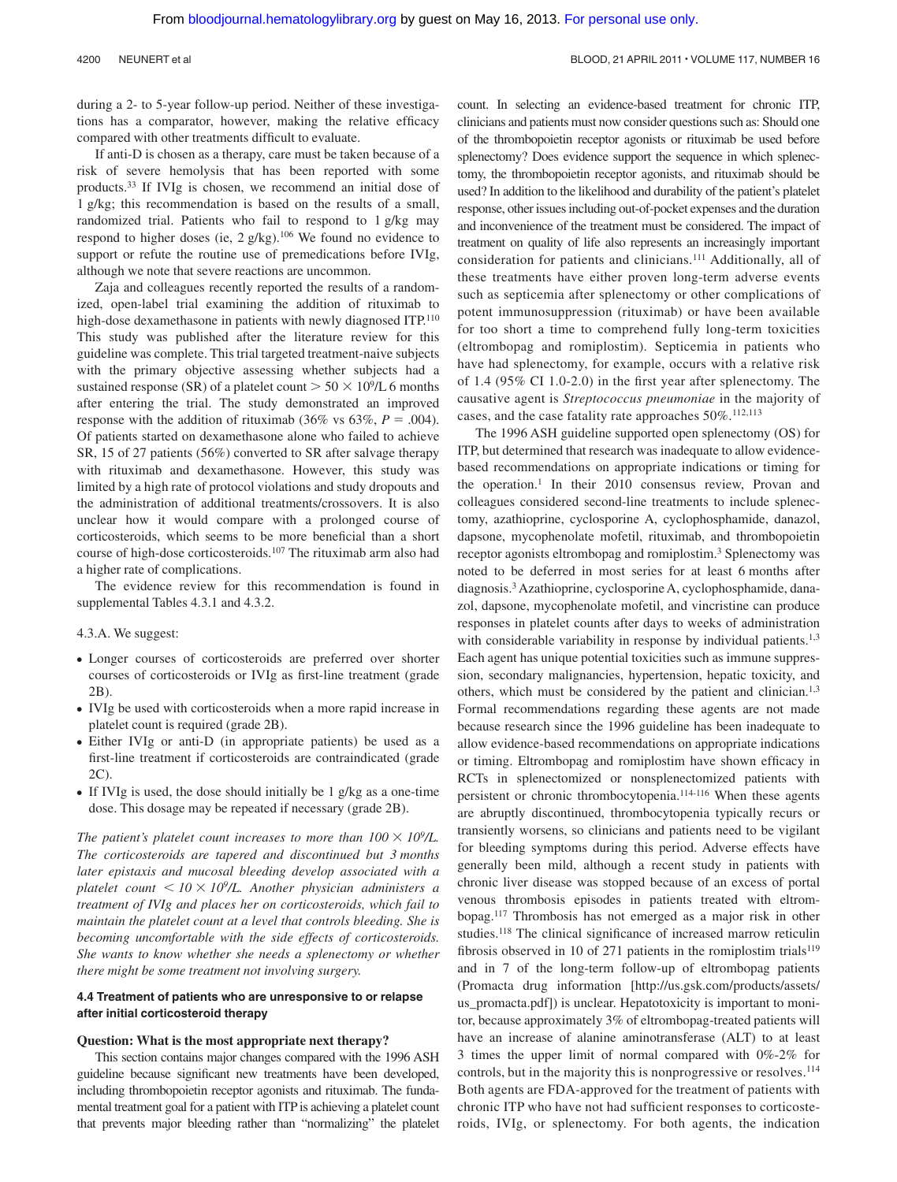during a 2- to 5-year follow-up period. Neither of these investigations has a comparator, however, making the relative efficacy compared with other treatments difficult to evaluate.

If anti-D is chosen as a therapy, care must be taken because of a risk of severe hemolysis that has been reported with some products.[33] If IVIg is chosen, we recommend an initial dose of 1 g/kg; this recommendation is based on the results of a small, randomized trial. Patients who fail to respond to 1 g/kg may respond to higher doses (ie, 2 g/kg).[106] We found no evidence to support or refute the routine use of premedications before IVIg, although we note that severe reactions are uncommon.

Zaja and colleagues recently reported the results of a randomized, open-label trial examining the addition of rituximab to high-dose dexamethasone in patients with newly diagnosed ITP.[110] This study was published after the literature review for this guideline was complete. This trial targeted treatment-naive subjects with the primary objective assessing whether subjects had a sustained response (SR) of a platelet count $> 50 \times 10^9$/L 6 months after entering the trial. The study demonstrated an improved response with the addition of rituximab (36% vs 63%, $P = .004$). Of patients started on dexamethasone alone who failed to achieve SR, 15 of 27 patients (56%) converted to SR after salvage therapy with rituximab and dexamethasone. However, this study was limited by a high rate of protocol violations and study dropouts and the administration of additional treatments/crossovers. It is also unclear how it would compare with a prolonged course of corticosteroids, which seems to be more beneficial than a short course of high-dose corticosteroids.[107] The rituximab arm also had a higher rate of complications.

The evidence review for this recommendation is found in supplemental Tables 4.3.1 and 4.3.2.

4.3.A. We suggest:

- Longer courses of corticosteroids are preferred over shorter courses of corticosteroids or IVIg as first-line treatment (grade 2B).
- IVIg be used with corticosteroids when a more rapid increase in platelet count is required (grade 2B).
- Either IVIg or anti-D (in appropriate patients) be used as a first-line treatment if corticosteroids are contraindicated (grade 2C).
- If IVIg is used, the dose should initially be 1 g/kg as a one-time dose. This dosage may be repeated if necessary (grade 2B).

*The patient's platelet count increases to more than $100 \times 10^9$/L. The corticosteroids are tapered and discontinued but 3 months later epistaxis and mucosal bleeding develop associated with a platelet count $< 10 \times 10^9$/L. Another physician administers a treatment of IVIg and places her on corticosteroids, which fail to maintain the platelet count at a level that controls bleeding. She is becoming uncomfortable with the side effects of corticosteroids. She wants to know whether she needs a splenectomy or whether there might be some treatment not involving surgery.*

### 4.4 Treatment of patients who are unresponsive to or relapse after initial corticosteroid therapy

**Question: What is the most appropriate next therapy?**

This section contains major changes compared with the 1996 ASH guideline because significant new treatments have been developed, including thrombopoietin receptor agonists and rituximab. The fundamental treatment goal for a patient with ITP is achieving a platelet count that prevents major bleeding rather than "normalizing" the platelet count. In selecting an evidence-based treatment for chronic ITP, clinicians and patients must now consider questions such as: Should one of the thrombopoietin receptor agonists or rituximab be used before splenectomy? Does evidence support the sequence in which splenectomy, the thrombopoietin receptor agonists, and rituximab should be used? In addition to the likelihood and durability of the patient's platelet response, other issues including out-of-pocket expenses and the duration and inconvenience of the treatment must be considered. The impact of treatment on quality of life also represents an increasingly important consideration for patients and clinicians.[111] Additionally, all of these treatments have either proven long-term adverse events such as septicemia after splenectomy or other complications of potent immunosuppression (rituximab) or have been available for too short a time to comprehend fully long-term toxicities (eltrombopag and romiplostim). Septicemia in patients who have had splenectomy, for example, occurs with a relative risk of 1.4 (95% CI 1.0-2.0) in the first year after splenectomy. The causative agent is *Streptococcus pneumoniae* in the majority of cases, and the case fatality rate approaches 50%.[112,113]

The 1996 ASH guideline supported open splenectomy (OS) for ITP, but determined that research was inadequate to allow evidence-based recommendations on appropriate indications or timing for the operation.[1] In their 2010 consensus review, Provan and colleagues considered second-line treatments to include splenectomy, azathioprine, cyclosporine A, cyclophosphamide, danazol, dapsone, mycophenolate mofetil, rituximab, and thrombopoietin receptor agonists eltrombopag and romiplostim.[3] Splenectomy was noted to be deferred in most series for at least 6 months after diagnosis.[3] Azathioprine, cyclosporine A, cyclophosphamide, danazol, dapsone, mycophenolate mofetil, and vincristine can produce responses in platelet counts after days to weeks of administration with considerable variability in response by individual patients.[1,3] Each agent has unique potential toxicities such as immune suppression, secondary malignancies, hypertension, hepatic toxicity, and others, which must be considered by the patient and clinician.[1,3] Formal recommendations regarding these agents are not made because research since the 1996 guideline has been inadequate to allow evidence-based recommendations on appropriate indications or timing. Eltrombopag and romiplostim have shown efficacy in RCTs in splenectomized or nonsplenectomized patients with persistent or chronic thrombocytopenia.[114-116] When these agents are abruptly discontinued, thrombocytopenia typically recurs or transiently worsens, so clinicians and patients need to be vigilant for bleeding symptoms during this period. Adverse effects have generally been mild, although a recent study in patients with chronic liver disease was stopped because of an excess of portal venous thrombosis episodes in patients treated with eltrombopag.[117] Thrombosis has not emerged as a major risk in other studies.[118] The clinical significance of increased marrow reticulin fibrosis observed in 10 of 271 patients in the romiplostim trials[119] and in 7 of the long-term follow-up of eltrombopag patients (Promacta drug information [http://us.gsk.com/products/assets/us_promacta.pdf]) is unclear. Hepatotoxicity is important to monitor, because approximately 3% of eltrombopag-treated patients will have an increase of alanine aminotransferase (ALT) to at least 3 times the upper limit of normal compared with 0%-2% for controls, but in the majority this is nonprogressive or resolves.[114] Both agents are FDA-approved for the treatment of patients with chronic ITP who have not had sufficient responses to corticosteroids, IVIg, or splenectomy. For both agents, the indication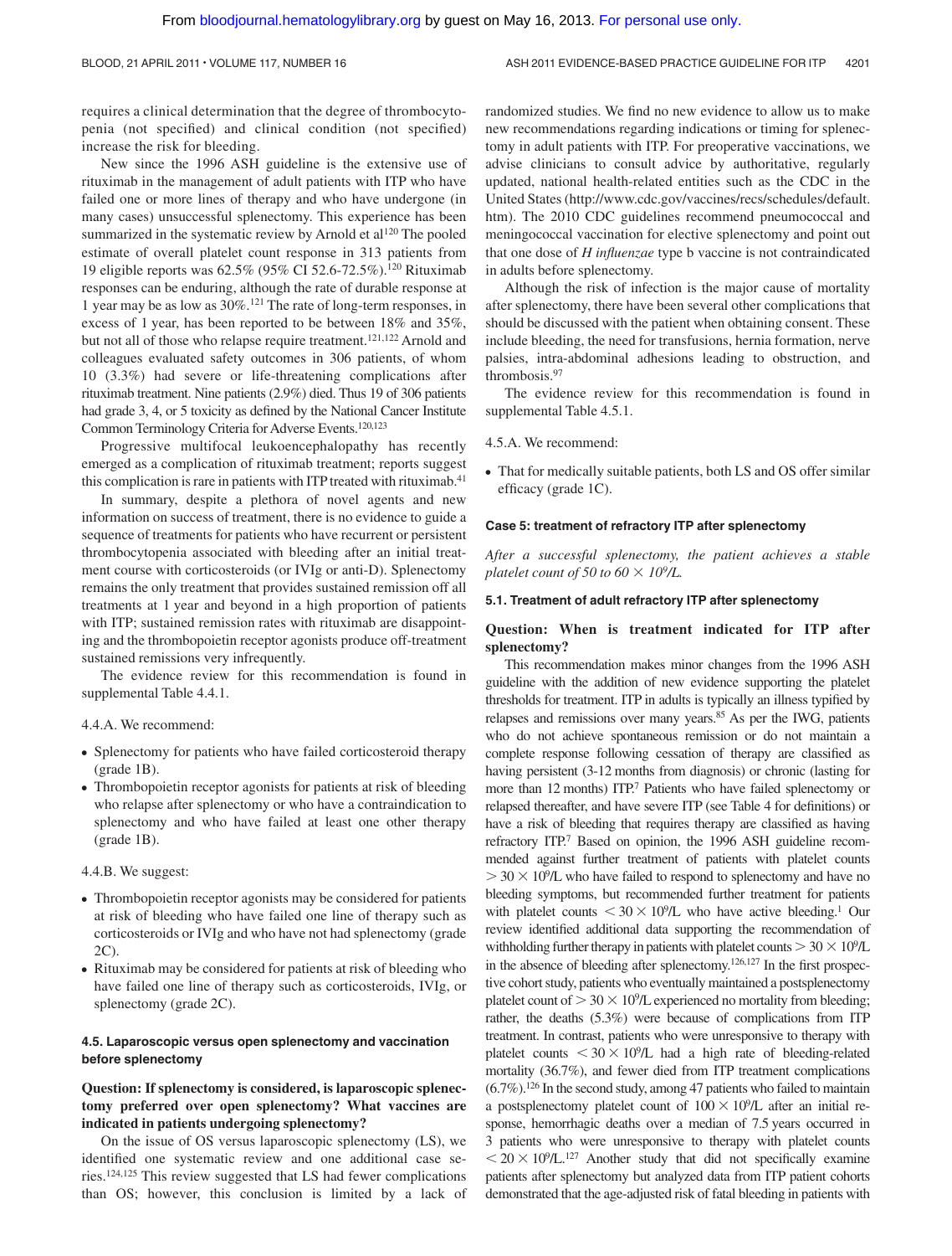requires a clinical determination that the degree of thrombocytopenia (not specified) and clinical condition (not specified) increase the risk for bleeding.

New since the 1996 ASH guideline is the extensive use of rituximab in the management of adult patients with ITP who have failed one or more lines of therapy and who have undergone (in many cases) unsuccessful splenectomy. This experience has been summarized in the systematic review by Arnold et al[120] The pooled estimate of overall platelet count response in 313 patients from 19 eligible reports was 62.5% (95% CI 52.6-72.5%).[120] Rituximab responses can be enduring, although the rate of durable response at 1 year may be as low as 30%.[121] The rate of long-term responses, in excess of 1 year, has been reported to be between 18% and 35%, but not all of those who relapse require treatment.[121,122] Arnold and colleagues evaluated safety outcomes in 306 patients, of whom 10 (3.3%) had severe or life-threatening complications after rituximab treatment. Nine patients (2.9%) died. Thus 19 of 306 patients had grade 3, 4, or 5 toxicity as defined by the National Cancer Institute Common Terminology Criteria for Adverse Events.[120,123]

Progressive multifocal leukoencephalopathy has recently emerged as a complication of rituximab treatment; reports suggest this complication is rare in patients with ITP treated with rituximab.[41]

In summary, despite a plethora of novel agents and new information on success of treatment, there is no evidence to guide a sequence of treatments for patients who have recurrent or persistent thrombocytopenia associated with bleeding after an initial treatment course with corticosteroids (or IVIg or anti-D). Splenectomy remains the only treatment that provides sustained remission off all treatments at 1 year and beyond in a high proportion of patients with ITP; sustained remission rates with rituximab are disappointing and the thrombopoietin receptor agonists produce off-treatment sustained remissions very infrequently.

The evidence review for this recommendation is found in supplemental Table 4.4.1.

4.4.A. We recommend:

- Splenectomy for patients who have failed corticosteroid therapy (grade 1B).
- Thrombopoietin receptor agonists for patients at risk of bleeding who relapse after splenectomy or who have a contraindication to splenectomy and who have failed at least one other therapy (grade 1B).

4.4.B. We suggest:

- Thrombopoietin receptor agonists may be considered for patients at risk of bleeding who have failed one line of therapy such as corticosteroids or IVIg and who have not had splenectomy (grade 2C).
- Rituximab may be considered for patients at risk of bleeding who have failed one line of therapy such as corticosteroids, IVIg, or splenectomy (grade 2C).

### 4.5. Laparoscopic versus open splenectomy and vaccination before splenectomy

**Question: If splenectomy is considered, is laparoscopic splenectomy preferred over open splenectomy? What vaccines are indicated in patients undergoing splenectomy?**

On the issue of OS versus laparoscopic splenectomy (LS), we identified one systematic review and one additional case series.[124,125] This review suggested that LS had fewer complications than OS; however, this conclusion is limited by a lack of randomized studies. We find no new evidence to allow us to make new recommendations regarding indications or timing for splenectomy in adult patients with ITP. For preoperative vaccinations, we advise clinicians to consult advice by authoritative, regularly updated, national health-related entities such as the CDC in the United States (http://www.cdc.gov/vaccines/recs/schedules/default.htm). The 2010 CDC guidelines recommend pneumococcal and meningococcal vaccination for elective splenectomy and point out that one dose of *H influenzae* type b vaccine is not contraindicated in adults before splenectomy.

Although the risk of infection is the major cause of mortality after splenectomy, there have been several other complications that should be discussed with the patient when obtaining consent. These include bleeding, the need for transfusions, hernia formation, nerve palsies, intra-abdominal adhesions leading to obstruction, and thrombosis.[97]

The evidence review for this recommendation is found in supplemental Table 4.5.1.

4.5.A. We recommend:

- That for medically suitable patients, both LS and OS offer similar efficacy (grade 1C).

### Case 5: treatment of refractory ITP after splenectomy

*After a successful splenectomy, the patient achieves a stable platelet count of 50 to 60 × $10^9$/L.*

### 5.1. Treatment of adult refractory ITP after splenectomy

**Question: When is treatment indicated for ITP after splenectomy?**

This recommendation makes minor changes from the 1996 ASH guideline with the addition of new evidence supporting the platelet thresholds for treatment. ITP in adults is typically an illness typified by relapses and remissions over many years.[85] As per the IWG, patients who do not achieve spontaneous remission or do not maintain a complete response following cessation of therapy are classified as having persistent (3-12 months from diagnosis) or chronic (lasting for more than 12 months) ITP.[7] Patients who have failed splenectomy or relapsed thereafter, and have severe ITP (see Table 4 for definitions) or have a risk of bleeding that requires therapy are classified as having refractory ITP.[7] Based on opinion, the 1996 ASH guideline recommended against further treatment of patients with platelet counts > 30 × $10^9$/L who have failed to respond to splenectomy and have no bleeding symptoms, but recommended further treatment for patients with platelet counts < 30 × $10^9$/L who have active bleeding.[1] Our review identified additional data supporting the recommendation of withholding further therapy in patients with platelet counts > 30 × $10^9$/L in the absence of bleeding after splenectomy.[126,127] In the first prospective cohort study, patients who eventually maintained a postsplenectomy platelet count of > 30 × $10^9$/L experienced no mortality from bleeding; rather, the deaths (5.3%) were because of complications from ITP treatment. In contrast, patients who were unresponsive to therapy with platelet counts < 30 × $10^9$/L had a high rate of bleeding-related mortality (36.7%), and fewer died from ITP treatment complications (6.7%).[126] In the second study, among 47 patients who failed to maintain a postsplenectomy platelet count of 100 × $10^9$/L after an initial response, hemorrhagic deaths over a median of 7.5 years occurred in 3 patients who were unresponsive to therapy with platelet counts < 20 × $10^9$/L.[127] Another study that did not specifically examine patients after splenectomy but analyzed data from ITP patient cohorts demonstrated that the age-adjusted risk of fatal bleeding in patients with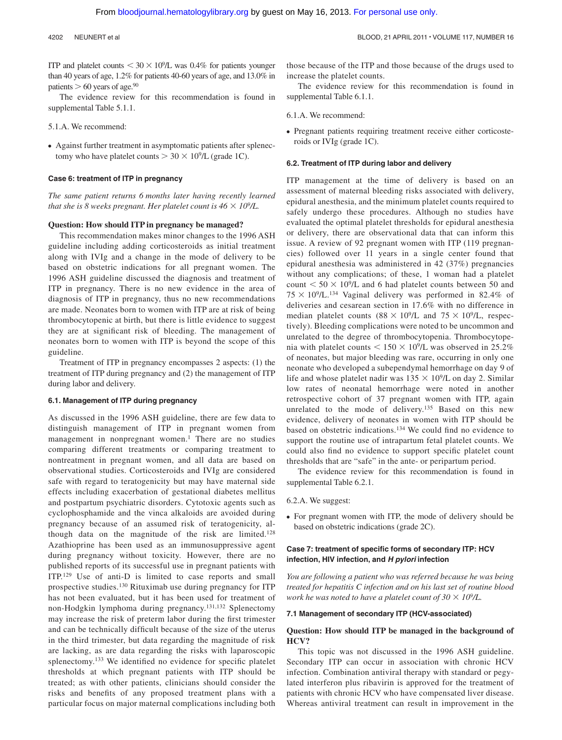ITP and platelet counts $< 30 \times 10^9$/L was 0.4% for patients younger than 40 years of age, 1.2% for patients 40-60 years of age, and 13.0% in patients $> 60$ years of age.[90]

The evidence review for this recommendation is found in supplemental Table 5.1.1.

5.1.A. We recommend:

- Against further treatment in asymptomatic patients after splenectomy who have platelet counts $> 30 \times 10^9$/L (grade 1C).

#### Case 6: treatment of ITP in pregnancy

*The same patient returns 6 months later having recently learned that she is 8 weeks pregnant. Her platelet count is $46 \times 10^9$/L.*

**Question: How should ITP in pregnancy be managed?**

This recommendation makes minor changes to the 1996 ASH guideline including adding corticosteroids as initial treatment along with IVIg and a change in the mode of delivery to be based on obstetric indications for all pregnant women. The 1996 ASH guideline discussed the diagnosis and treatment of ITP in pregnancy. There is no new evidence in the area of diagnosis of ITP in pregnancy, thus no new recommendations are made. Neonates born to women with ITP are at risk of being thrombocytopenic at birth, but there is little evidence to suggest they are at significant risk of bleeding. The management of neonates born to women with ITP is beyond the scope of this guideline.

Treatment of ITP in pregnancy encompasses 2 aspects: (1) the treatment of ITP during pregnancy and (2) the management of ITP during labor and delivery.

#### 6.1. Management of ITP during pregnancy

As discussed in the 1996 ASH guideline, there are few data to distinguish management of ITP in pregnant women from management in nonpregnant women.[1] There are no studies comparing different treatments or comparing treatment to nontreatment in pregnant women, and all data are based on observational studies. Corticosteroids and IVIg are considered safe with regard to teratogenicity but may have maternal side effects including exacerbation of gestational diabetes mellitus and postpartum psychiatric disorders. Cytotoxic agents such as cyclophosphamide and the vinca alkaloids are avoided during pregnancy because of an assumed risk of teratogenicity, although data on the magnitude of the risk are limited.[128] Azathioprine has been used as an immunosuppressive agent during pregnancy without toxicity. However, there are no published reports of its successful use in pregnant patients with ITP.[129] Use of anti-D is limited to case reports and small prospective studies.[130] Rituximab use during pregnancy for ITP has not been evaluated, but it has been used for treatment of non-Hodgkin lymphoma during pregnancy.[131,132] Splenectomy may increase the risk of preterm labor during the first trimester and can be technically difficult because of the size of the uterus in the third trimester, but data regarding the magnitude of risk are lacking, as are data regarding the risks with laparoscopic splenectomy.[133] We identified no evidence for specific platelet thresholds at which pregnant patients with ITP should be treated; as with other patients, clinicians should consider the risks and benefits of any proposed treatment plans with a particular focus on major maternal complications including both those because of the ITP and those because of the drugs used to increase the platelet counts.

The evidence review for this recommendation is found in supplemental Table 6.1.1.

6.1.A. We recommend:

- Pregnant patients requiring treatment receive either corticosteroids or IVIg (grade 1C).

#### 6.2. Treatment of ITP during labor and delivery

ITP management at the time of delivery is based on an assessment of maternal bleeding risks associated with delivery, epidural anesthesia, and the minimum platelet counts required to safely undergo these procedures. Although no studies have evaluated the optimal platelet thresholds for epidural anesthesia or delivery, there are observational data that can inform this issue. A review of 92 pregnant women with ITP (119 pregnancies) followed over 11 years in a single center found that epidural anesthesia was administered in 42 (37%) pregnancies without any complications; of these, 1 woman had a platelet count $< 50 \times 10^9$/L and 6 had platelet counts between 50 and $75 \times 10^9$/L.[134] Vaginal delivery was performed in 82.4% of deliveries and cesarean section in 17.6% with no difference in median platelet counts ($88 \times 10^9$/L and $75 \times 10^9$/L, respectively). Bleeding complications were noted to be uncommon and unrelated to the degree of thrombocytopenia. Thrombocytopenia with platelet counts $< 150 \times 10^9$/L was observed in 25.2% of neonates, but major bleeding was rare, occurring in only one neonate who developed a subependymal hemorrhage on day 9 of life and whose platelet nadir was $135 \times 10^9$/L on day 2. Similar low rates of neonatal hemorrhage were noted in another retrospective cohort of 37 pregnant women with ITP, again unrelated to the mode of delivery.[135] Based on this new evidence, delivery of neonates in women with ITP should be based on obstetric indications.[134] We could find no evidence to support the routine use of intrapartum fetal platelet counts. We could also find no evidence to support specific platelet count thresholds that are "safe" in the ante- or peripartum period.

The evidence review for this recommendation is found in supplemental Table 6.2.1.

6.2.A. We suggest:

- For pregnant women with ITP, the mode of delivery should be based on obstetric indications (grade 2C).

#### Case 7: treatment of specific forms of secondary ITP: HCV infection, HIV infection, and *H pylori* infection

*You are following a patient who was referred because he was being treated for hepatitis C infection and on his last set of routine blood work he was noted to have a platelet count of $30 \times 10^9$/L.*

#### 7.1 Management of secondary ITP (HCV-associated)

**Question: How should ITP be managed in the background of HCV?**

This topic was not discussed in the 1996 ASH guideline. Secondary ITP can occur in association with chronic HCV infection. Combination antiviral therapy with standard or pegylated interferon plus ribavirin is approved for the treatment of patients with chronic HCV who have compensated liver disease. Whereas antiviral treatment can result in improvement in the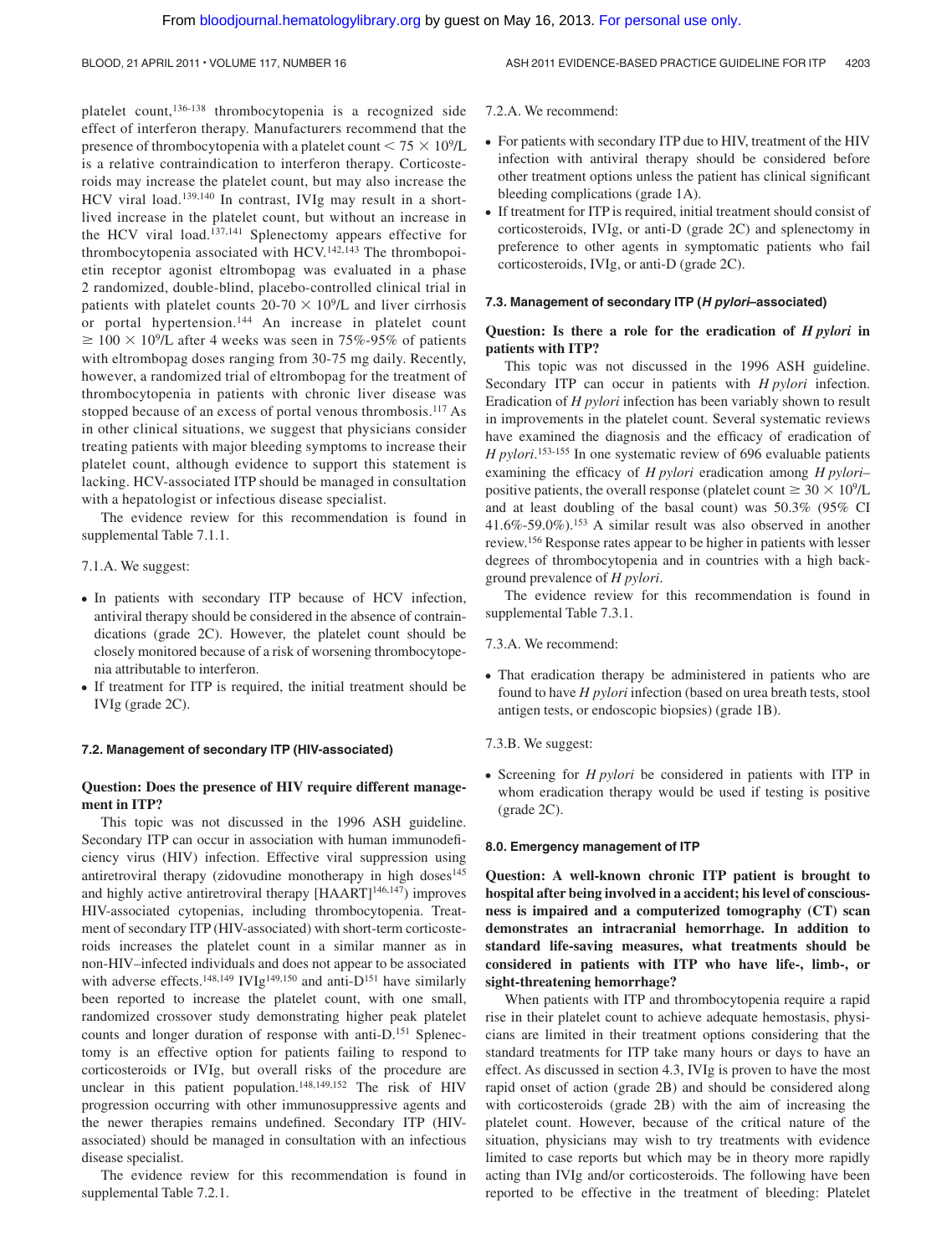platelet count,[136-138] thrombocytopenia is a recognized side effect of interferon therapy. Manufacturers recommend that the presence of thrombocytopenia with a platelet count $< 75 \times 10^9$/L is a relative contraindication to interferon therapy. Corticosteroids may increase the platelet count, but may also increase the HCV viral load.[139,140] In contrast, IVIg may result in a short-lived increase in the platelet count, but without an increase in the HCV viral load.[137,141] Splenectomy appears effective for thrombocytopenia associated with HCV.[142,143] The thrombopoietin receptor agonist eltrombopag was evaluated in a phase 2 randomized, double-blind, placebo-controlled clinical trial in patients with platelet counts 20-70 $\times 10^9$/L and liver cirrhosis or portal hypertension.[144] An increase in platelet count $\geq 100 \times 10^9$/L after 4 weeks was seen in 75%-95% of patients with eltrombopag doses ranging from 30-75 mg daily. Recently, however, a randomized trial of eltrombopag for the treatment of thrombocytopenia in patients with chronic liver disease was stopped because of an excess of portal venous thrombosis.[117] As in other clinical situations, we suggest that physicians consider treating patients with major bleeding symptoms to increase their platelet count, although evidence to support this statement is lacking. HCV-associated ITP should be managed in consultation with a hepatologist or infectious disease specialist.

The evidence review for this recommendation is found in supplemental Table 7.1.1.

7.1.A. We suggest:

- In patients with secondary ITP because of HCV infection, antiviral therapy should be considered in the absence of contraindications (grade 2C). However, the platelet count should be closely monitored because of a risk of worsening thrombocytopenia attributable to interferon.
- If treatment for ITP is required, the initial treatment should be IVIg (grade 2C).

#### 7.2. Management of secondary ITP (HIV-associated)

**Question: Does the presence of HIV require different management in ITP?**

This topic was not discussed in the 1996 ASH guideline. Secondary ITP can occur in association with human immunodeficiency virus (HIV) infection. Effective viral suppression using antiretroviral therapy (zidovudine monotherapy in high doses[145] and highly active antiretroviral therapy [HAART][146,147]) improves HIV-associated cytopenias, including thrombocytopenia. Treatment of secondary ITP (HIV-associated) with short-term corticosteroids increases the platelet count in a similar manner as in non-HIV–infected individuals and does not appear to be associated with adverse effects.[148,149] IVIg[149,150] and anti-D[151] have similarly been reported to increase the platelet count, with one small, randomized crossover study demonstrating higher peak platelet counts and longer duration of response with anti-D.[151] Splenectomy is an effective option for patients failing to respond to corticosteroids or IVIg, but overall risks of the procedure are unclear in this patient population.[148,149,152] The risk of HIV progression occurring with other immunosuppressive agents and the newer therapies remains undefined. Secondary ITP (HIV-associated) should be managed in consultation with an infectious disease specialist.

The evidence review for this recommendation is found in supplemental Table 7.2.1.

7.2.A. We recommend:

- For patients with secondary ITP due to HIV, treatment of the HIV infection with antiviral therapy should be considered before other treatment options unless the patient has clinical significant bleeding complications (grade 1A).
- If treatment for ITP is required, initial treatment should consist of corticosteroids, IVIg, or anti-D (grade 2C) and splenectomy in preference to other agents in symptomatic patients who fail corticosteroids, IVIg, or anti-D (grade 2C).

#### 7.3. Management of secondary ITP (*H pylori*–associated)

**Question: Is there a role for the eradication of *H pylori* in patients with ITP?**

This topic was not discussed in the 1996 ASH guideline. Secondary ITP can occur in patients with *H pylori* infection. Eradication of *H pylori* infection has been variably shown to result in improvements in the platelet count. Several systematic reviews have examined the diagnosis and the efficacy of eradication of *H pylori*.[153-155] In one systematic review of 696 evaluable patients examining the efficacy of *H pylori* eradication among *H pylori*–positive patients, the overall response (platelet count $\geq 30 \times 10^9$/L and at least doubling of the basal count) was 50.3% (95% CI 41.6%-59.0%).[153] A similar result was also observed in another review.[156] Response rates appear to be higher in patients with lesser degrees of thrombocytopenia and in countries with a high background prevalence of *H pylori*.

The evidence review for this recommendation is found in supplemental Table 7.3.1.

7.3.A. We recommend:

- That eradication therapy be administered in patients who are found to have *H pylori* infection (based on urea breath tests, stool antigen tests, or endoscopic biopsies) (grade 1B).

7.3.B. We suggest:

- Screening for *H pylori* be considered in patients with ITP in whom eradication therapy would be used if testing is positive (grade 2C).

### 8.0. Emergency management of ITP

**Question: A well-known chronic ITP patient is brought to hospital after being involved in a accident; his level of consciousness is impaired and a computerized tomography (CT) scan demonstrates an intracranial hemorrhage. In addition to standard life-saving measures, what treatments should be considered in patients with ITP who have life-, limb-, or sight-threatening hemorrhage?**

When patients with ITP and thrombocytopenia require a rapid rise in their platelet count to achieve adequate hemostasis, physicians are limited in their treatment options considering that the standard treatments for ITP take many hours or days to have an effect. As discussed in section 4.3, IVIg is proven to have the most rapid onset of action (grade 2B) and should be considered along with corticosteroids (grade 2B) with the aim of increasing the platelet count. However, because of the critical nature of the situation, physicians may wish to try treatments with evidence limited to case reports but which may be in theory more rapidly acting than IVIg and/or corticosteroids. The following have been reported to be effective in the treatment of bleeding: Platelet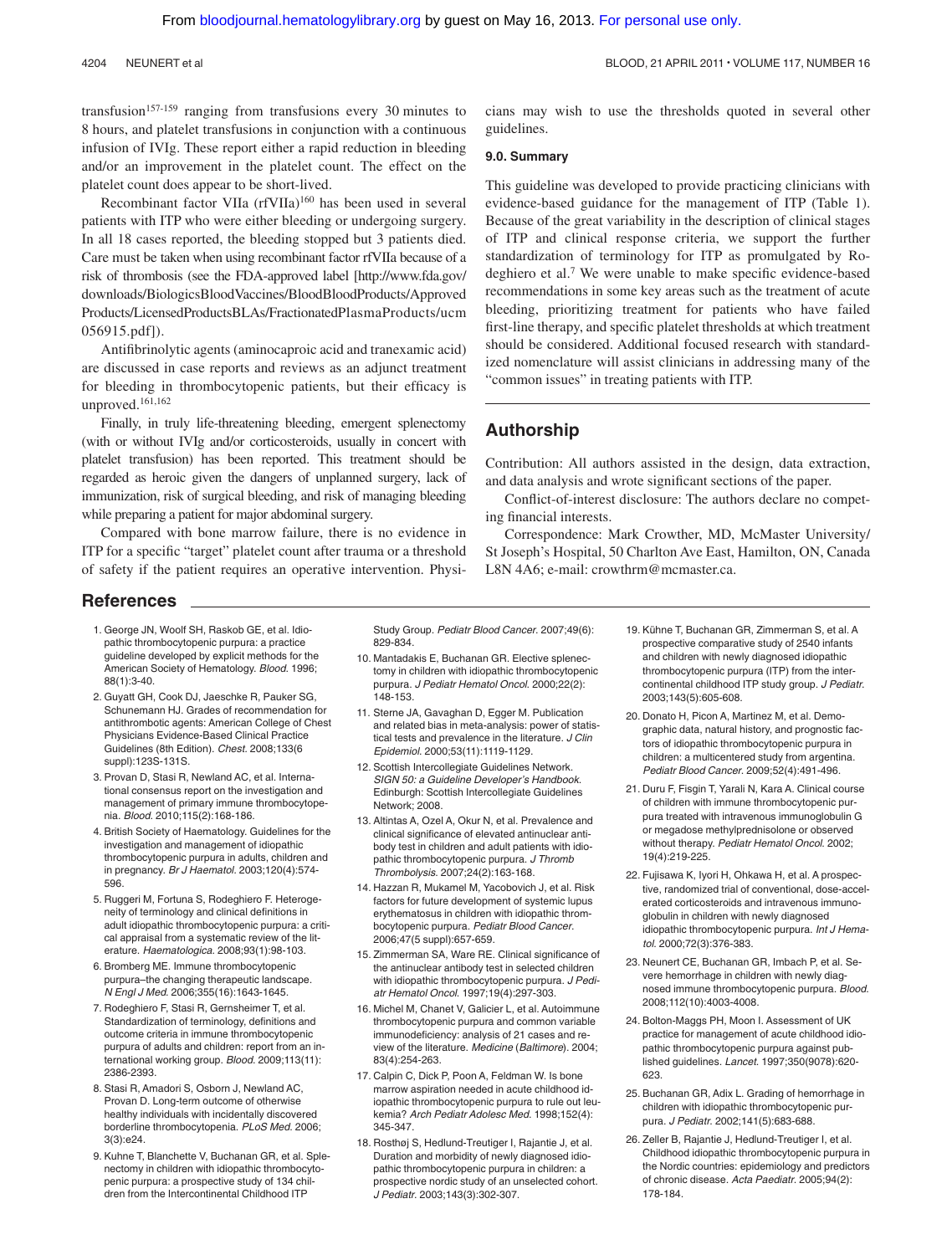transfusion[157-159] ranging from transfusions every 30 minutes to 8 hours, and platelet transfusions in conjunction with a continuous infusion of IVIg. These report either a rapid reduction in bleeding and/or an improvement in the platelet count. The effect on the platelet count does appear to be short-lived.

Recombinant factor VIIa (rfVIIa)[160] has been used in several patients with ITP who were either bleeding or undergoing surgery. In all 18 cases reported, the bleeding stopped but 3 patients died. Care must be taken when using recombinant factor rfVIIa because of a risk of thrombosis (see the FDA-approved label [http://www.fda.gov/downloads/BiologicsBloodVaccines/BloodBloodProducts/ApprovedProducts/LicensedProductsBLAs/FractionatedPlasmaProducts/ucm056915.pdf]).

Antifibrinolytic agents (aminocaproic acid and tranexamic acid) are discussed in case reports and reviews as an adjunct treatment for bleeding in thrombocytopenic patients, but their efficacy is unproved.[161,162]

Finally, in truly life-threatening bleeding, emergent splenectomy (with or without IVIg and/or corticosteroids, usually in concert with platelet transfusion) has been reported. This treatment should be regarded as heroic given the dangers of unplanned surgery, lack of immunization, risk of surgical bleeding, and risk of managing bleeding while preparing a patient for major abdominal surgery.

Compared with bone marrow failure, there is no evidence in ITP for a specific "target" platelet count after trauma or a threshold of safety if the patient requires an operative intervention. Physicians may wish to use the thresholds quoted in several other guidelines.

### 9.0. Summary

This guideline was developed to provide practicing clinicians with evidence-based guidance for the management of ITP (Table 1). Because of the great variability in the description of clinical stages of ITP and clinical response criteria, we support the further standardization of terminology for ITP as promulgated by Rodeghiero et al.[7] We were unable to make specific evidence-based recommendations in some key areas such as the treatment of acute bleeding, prioritizing treatment for patients who have failed first-line therapy, and specific platelet thresholds at which treatment should be considered. Additional focused research with standardized nomenclature will assist clinicians in addressing many of the "common issues" in treating patients with ITP.

## Authorship

Contribution: All authors assisted in the design, data extraction, and data analysis and wrote significant sections of the paper.

Conflict-of-interest disclosure: The authors declare no competing financial interests.

Correspondence: Mark Crowther, MD, McMaster University/St Joseph's Hospital, 50 Charlton Ave East, Hamilton, ON, Canada L8N 4A6; e-mail: crowthrm@mcmaster.ca.

## References

1. George JN, Woolf SH, Raskob GE, et al. Idiopathic thrombocytopenic purpura: a practice guideline developed by explicit methods for the American Society of Hematology. *Blood.* 1996;88(1):3-40.
2. Guyatt GH, Cook DJ, Jaeschke R, Pauker SG, Schunemann HJ. Grades of recommendation for antithrombotic agents: American College of Chest Physicians Evidence-Based Clinical Practice Guidelines (8th Edition). *Chest.* 2008;133(6 suppl):123S-131S.
3. Provan D, Stasi R, Newland AC, et al. International consensus report on the investigation and management of primary immune thrombocytopenia. *Blood.* 2010;115(2):168-186.
4. British Society of Haematology. Guidelines for the investigation and management of idiopathic thrombocytopenic purpura in adults, children and in pregnancy. *Br J Haematol.* 2003;120(4):574-596.
5. Ruggeri M, Fortuna S, Rodeghiero F. Heterogeneity of terminology and clinical definitions in adult idiopathic thrombocytopenic purpura: a critical appraisal from a systematic review of the literature. *Haematologica.* 2008;93(1):98-103.
6. Bromberg ME. Immune thrombocytopenic purpura–the changing therapeutic landscape. *N Engl J Med.* 2006;355(16):1643-1645.
7. Rodeghiero F, Stasi R, Gernsheimer T, et al. Standardization of terminology, definitions and outcome criteria in immune thrombocytopenic purpura of adults and children: report from an international working group. *Blood.* 2009;113(11):2386-2393.
8. Stasi R, Amadori S, Osborn J, Newland AC, Provan D. Long-term outcome of otherwise healthy individuals with incidentally discovered borderline thrombocytopenia. *PLoS Med.* 2006;3(3):e24.
9. Kuhne T, Blanchette V, Buchanan GR, et al. Splenectomy in children with idiopathic thrombocytopenic purpura: a prospective study of 134 children from the Intercontinental Childhood ITP Study Group. *Pediatr Blood Cancer.* 2007;49(6):829-834.
10. Mantadakis E, Buchanan GR. Elective splenectomy in children with idiopathic thrombocytopenic purpura. *J Pediatr Hematol Oncol.* 2000;22(2):148-153.
11. Sterne JA, Gavaghan D, Egger M. Publication and related bias in meta-analysis: power of statistical tests and prevalence in the literature. *J Clin Epidemiol.* 2000;53(11):1119-1129.
12. Scottish Intercollegiate Guidelines Network. *SIGN 50: a Guideline Developer's Handbook.* Edinburgh: Scottish Intercollegiate Guidelines Network; 2008.
13. Altintas A, Ozel A, Okur N, et al. Prevalence and clinical significance of elevated antinuclear antibody test in children and adult patients with idiopathic thrombocytopenic purpura. *J Thromb Thrombolysis.* 2007;24(2):163-168.
14. Hazzan R, Mukamel M, Yacobovich J, et al. Risk factors for future development of systemic lupus erythematosus in children with idiopathic thrombocytopenic purpura. *Pediatr Blood Cancer.* 2006;47(5 suppl):657-659.
15. Zimmerman SA, Ware RE. Clinical significance of the antinuclear antibody test in selected children with idiopathic thrombocytopenic purpura. *J Pediatr Hematol Oncol.* 1997;19(4):297-303.
16. Michel M, Chanet V, Galicier L, et al. Autoimmune thrombocytopenic purpura and common variable immunodeficiency: analysis of 21 cases and review of the literature. *Medicine (Baltimore).* 2004;83(4):254-263.
17. Calpin C, Dick P, Poon A, Feldman W. Is bone marrow aspiration needed in acute childhood idiopathic thrombocytopenic purpura to rule out leukemia? *Arch Pediatr Adolesc Med.* 1998;152(4):345-347.
18. Rosthøj S, Hedlund-Treutiger I, Rajantie J, et al. Duration and morbidity of newly diagnosed idiopathic thrombocytopenic purpura in children: a prospective nordic study of an unselected cohort. *J Pediatr.* 2003;143(3):302-307.
19. Kühne T, Buchanan GR, Zimmerman S, et al. A prospective comparative study of 2540 infants and children with newly diagnosed idiopathic thrombocytopenic purpura (ITP) from the intercontinental childhood ITP study group. *J Pediatr.* 2003;143(5):605-608.
20. Donato H, Picon A, Martinez M, et al. Demographic data, natural history, and prognostic factors of idiopathic thrombocytopenic purpura in children: a multicentered study from argentina. *Pediatr Blood Cancer.* 2009;52(4):491-496.
21. Duru F, Fisgin T, Yarali N, Kara A. Clinical course of children with immune thrombocytopenic purpura treated with intravenous immunoglobulin G or megadose methylprednisolone or observed without therapy. *Pediatr Hematol Oncol.* 2002;19(4):219-225.
22. Fujisawa K, Iyori H, Ohkawa H, et al. A prospective, randomized trial of conventional, dose-accelerated corticosteroids and intravenous immunoglobulin in children with newly diagnosed idiopathic thrombocytopenic purpura. *Int J Hematol.* 2000;72(3):376-383.
23. Neunert CE, Buchanan GR, Imbach P, et al. Severe hemorrhage in children with newly diagnosed immune thrombocytopenic purpura. *Blood.* 2008;112(10):4003-4008.
24. Bolton-Maggs PH, Moon I. Assessment of UK practice for management of acute childhood idiopathic thrombocytopenic purpura against published guidelines. *Lancet.* 1997;350(9078):620-623.
25. Buchanan GR, Adix L. Grading of hemorrhage in children with idiopathic thrombocytopenic purpura. *J Pediatr.* 2002;141(5):683-688.
26. Zeller B, Rajantie J, Hedlund-Treutiger I, et al. Childhood idiopathic thrombocytopenic purpura in the Nordic countries: epidemiology and predictors of chronic disease. *Acta Paediatr.* 2005;94(2):178-184.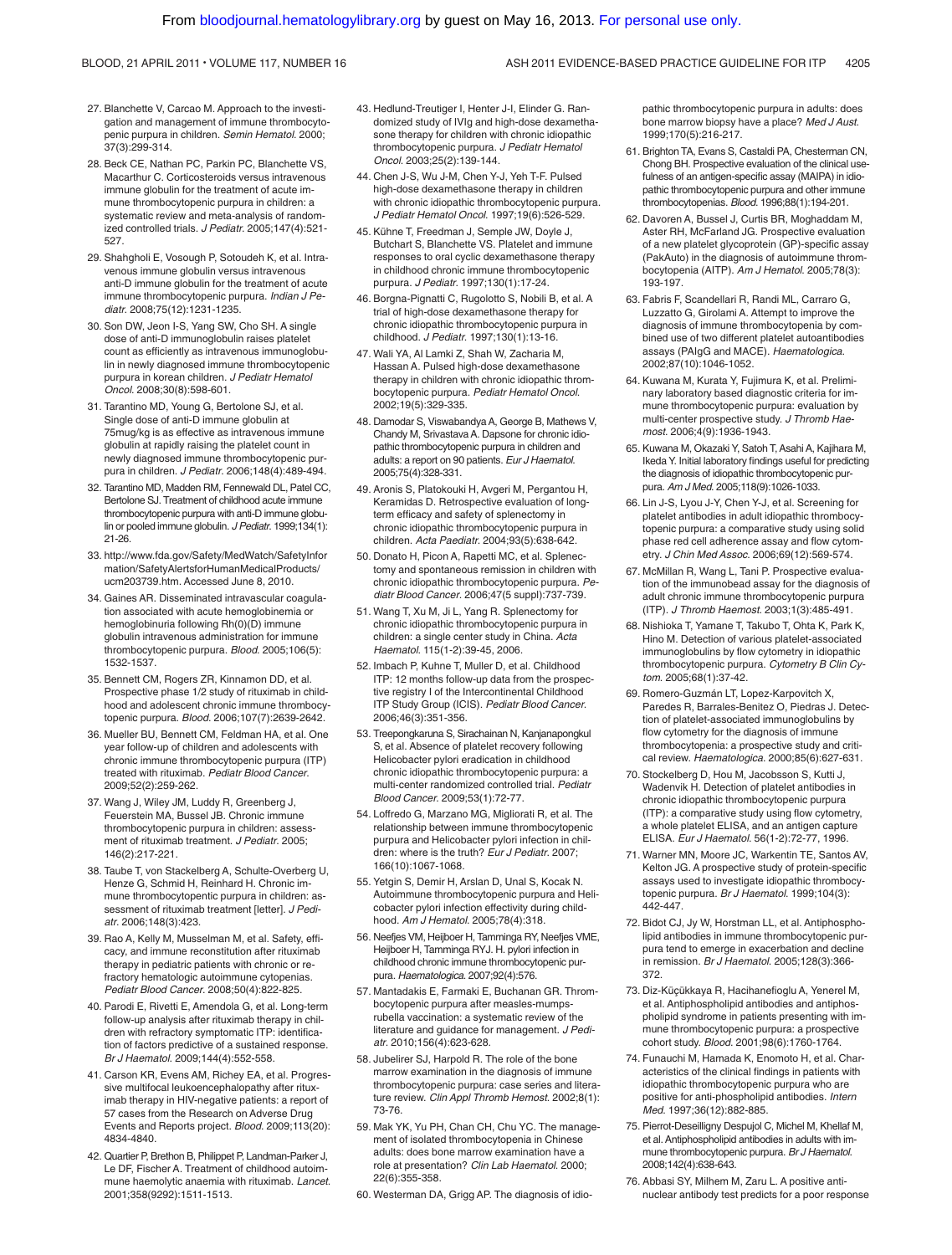27. Blanchette V, Carcao M. Approach to the investigation and management of immune thrombocytopenic purpura in children. *Semin Hematol.* 2000; 37(3):299-314.

28. Beck CE, Nathan PC, Parkin PC, Blanchette VS, Macarthur C. Corticosteroids versus intravenous immune globulin for the treatment of acute immune thrombocytopenic purpura in children: a systematic review and meta-analysis of randomized controlled trials. *J Pediatr.* 2005;147(4):521-527.

29. Shahgholi E, Vosough P, Sotoudeh K, et al. Intravenous immune globulin versus intravenous anti-D immune globulin for the treatment of acute immune thrombocytopenic purpura. *Indian J Pediatr.* 2008;75(12):1231-1235.

30. Son DW, Jeon I-S, Yang SW, Cho SH. A single dose of anti-D immunoglobulin raises platelet count as efficiently as intravenous immunoglobulin in newly diagnosed immune thrombocytopenic purpura in korean children. *J Pediatr Hematol Oncol.* 2008;30(8):598-601.

31. Tarantino MD, Young G, Bertolone SJ, et al. Single dose of anti-D immune globulin at 75mug/kg is as effective as intravenous immune globulin at rapidly raising the platelet count in newly diagnosed immune thrombocytopenic purpura in children. *J Pediatr.* 2006;148(4):489-494.

32. Tarantino MD, Madden RM, Fennewald DL, Patel CC, Bertolone SJ. Treatment of childhood acute immune thrombocytopenic purpura with anti-D immune globulin or pooled immune globulin. *J Pediatr.* 1999;134(1): 21-26.

33. http://www.fda.gov/Safety/MedWatch/SafetyInformation/SafetyAlertsforHumanMedicalProducts/ucm203739.htm. Accessed June 8, 2010.

34. Gaines AR. Disseminated intravascular coagulation associated with acute hemoglobinemia or hemoglobinuria following Rh(0)(D) immune globulin intravenous administration for immune thrombocytopenic purpura. *Blood.* 2005;106(5): 1532-1537.

35. Bennett CM, Rogers ZR, Kinnamon DD, et al. Prospective phase 1/2 study of rituximab in childhood and adolescent chronic immune thrombocytopenic purpura. *Blood.* 2006;107(7):2639-2642.

36. Mueller BU, Bennett CM, Feldman HA, et al. One year follow-up of children and adolescents with chronic immune thrombocytopenic purpura (ITP) treated with rituximab. *Pediatr Blood Cancer.* 2009;52(2):259-262.

37. Wang J, Wiley JM, Luddy R, Greenberg J, Feuerstein MA, Bussel JB. Chronic immune thrombocytopenic purpura in children: assessment of rituximab treatment. *J Pediatr.* 2005; 146(2):217-221.

38. Taube T, von Stackelberg A, Schulte-Overberg U, Henze G, Schmid H, Reinhard H. Chronic immune thrombocytopenic purpura in children: assessment of rituximab treatment [letter]. *J Pediatr.* 2006;148(3):423.

39. Rao A, Kelly M, Musselman M, et al. Safety, efficacy, and immune reconstitution after rituximab therapy in pediatric patients with chronic or refractory hematologic autoimmune cytopenias. *Pediatr Blood Cancer.* 2008;50(4):822-825.

40. Parodi E, Rivetti E, Amendola G, et al. Long-term follow-up analysis after rituximab therapy in children with refractory symptomatic ITP: identification of factors predictive of a sustained response. *Br J Haematol.* 2009;144(4):552-558.

41. Carson KR, Evens AM, Richey EA, et al. Progressive multifocal leukoencephalopathy after rituximab therapy in HIV-negative patients: a report of 57 cases from the Research on Adverse Drug Events and Reports project. *Blood.* 2009;113(20): 4834-4840.

42. Quartier P, Brethon B, Philippet P, Landman-Parker J, Le DF, Fischer A. Treatment of childhood autoimmune haemolytic anaemia with rituximab. *Lancet.* 2001;358(9292):1511-1513.

43. Hedlund-Treutiger I, Henter J-I, Elinder G. Randomized study of IVIg and high-dose dexamethasone therapy for children with chronic idiopathic thrombocytopenic purpura. *J Pediatr Hematol Oncol.* 2003;25(2):139-144.

44. Chen J-S, Wu J-M, Chen Y-J, Yeh T-F. Pulsed high-dose dexamethasone therapy in children with chronic idiopathic thrombocytopenic purpura. *J Pediatr Hematol Oncol.* 1997;19(6):526-529.

45. Kühne T, Freedman J, Semple JW, Doyle J, Butchart S, Blanchette VS. Platelet and immune responses to oral cyclic dexamethasone therapy in childhood chronic immune thrombocytopenic purpura. *J Pediatr.* 1997;130(1):17-24.

46. Borgna-Pignatti C, Rugolotto S, Nobili B, et al. A trial of high-dose dexamethasone therapy for chronic idiopathic thrombocytopenic purpura in childhood. *J Pediatr.* 1997;130(1):13-16.

47. Wali YA, Al Lamki Z, Shah W, Zacharia M, Hassan A. Pulsed high-dose dexamethasone therapy in children with chronic idiopathic thrombocytopenic purpura. *Pediatr Hematol Oncol.* 2002;19(5):329-335.

48. Damodar S, Viswabandya A, George B, Mathews V, Chandy M, Srivastava A. Dapsone for chronic idiopathic thrombocytopenic purpura in children and adults: a report on 90 patients. *Eur J Haematol.* 2005;75(4):328-331.

49. Aronis S, Platokouki H, Avgeri M, Pergantou H, Keramidas D. Retrospective evaluation of long-term efficacy and safety of splenectomy in chronic idiopathic thrombocytopenic purpura in children. *Acta Paediatr.* 2004;93(5):638-642.

50. Donato H, Picon A, Rapetti MC, et al. Splenectomy and spontaneous remission in children with chronic idiopathic thrombocytopenic purpura. *Pediatr Blood Cancer.* 2006;47(5 suppl):737-739.

51. Wang T, Xu M, Ji L, Yang R. Splenectomy for chronic idiopathic thrombocytopenic purpura in children: a single center study in China. *Acta Haematol.* 115(1-2):39-45, 2006.

52. Imbach P, Kuhne T, Muller D, et al. Childhood ITP: 12 months follow-up data from the prospective registry I of the Intercontinental Childhood ITP Study Group (ICIS). *Pediatr Blood Cancer.* 2006;46(3):351-356.

53. Treepongkaruna S, Sirachainan N, Kanjanapongkul S, et al. Absence of platelet recovery following Helicobacter pylori eradication in childhood chronic idiopathic thrombocytopenic purpura: a multi-center randomized controlled trial. *Pediatr Blood Cancer.* 2009;53(1):72-77.

54. Loffredo G, Marzano MG, Migliorati R, et al. The relationship between immune thrombocytopenic purpura and Helicobacter pylori infection in children: where is the truth? *Eur J Pediatr.* 2007; 166(10):1067-1068.

55. Yetgin S, Demir H, Arslan D, Unal S, Kocak N. Autoimmune thrombocytopenic purpura and Helicobacter pylori infection effectivity during childhood. *Am J Hematol.* 2005;78(4):318.

56. Neefjes VM, Heijboer H, Tamminga RY, Neefjes VME, Heijboer H, Tamminga RYJ. H. pylori infection in childhood chronic immune thrombocytopenic purpura. *Haematologica.* 2007;92(4):576.

57. Mantadakis E, Farmaki E, Buchanan GR. Thrombocytopenic purpura after measles-mumps-rubella vaccination: a systematic review of the literature and guidance for management. *J Pediatr.* 2010;156(4):623-628.

58. Jubelirer SJ, Harpold R. The role of the bone marrow examination in the diagnosis of immune thrombocytopenic purpura: case series and literature review. *Clin Appl Thromb Hemost.* 2002;8(1): 73-76.

59. Mak YK, Yu PH, Chan CH, Chu YC. The management of isolated thrombocytopenia in Chinese adults: does bone marrow examination have a role at presentation? *Clin Lab Haematol.* 2000; 22(6):355-358.

60. Westerman DA, Grigg AP. The diagnosis of idiopathic thrombocytopenic purpura in adults: does bone marrow biopsy have a place? *Med J Aust.* 1999;170(5):216-217.

61. Brighton TA, Evans S, Castaldi PA, Chesterman CN, Chong BH. Prospective evaluation of the clinical usefulness of an antigen-specific assay (MAIPA) in idiopathic thrombocytopenic purpura and other immune thrombocytopenias. *Blood.* 1996;88(1):194-201.

62. Davoren A, Bussel J, Curtis BR, Moghaddam M, Aster RH, McFarland JG. Prospective evaluation of a new platelet glycoprotein (GP)-specific assay (PakAuto) in the diagnosis of autoimmune thrombocytopenia (AITP). *Am J Hematol.* 2005;78(3): 193-197.

63. Fabris F, Scandellari R, Randi ML, Carraro G, Luzzatto G, Girolami A. Attempt to improve the diagnosis of immune thrombocytopenia by combined use of two different platelet autoantibodies assays (PAIgG and MACE). *Haematologica.* 2002;87(10):1046-1052.

64. Kuwana M, Kurata Y, Fujimura K, et al. Preliminary laboratory based diagnostic criteria for immune thrombocytopenic purpura: evaluation by multi-center prospective study. *J Thromb Haemost.* 2006;4(9):1936-1943.

65. Kuwana M, Okazaki Y, Satoh T, Asahi A, Kajihara M, Ikeda Y. Initial laboratory findings useful for predicting the diagnosis of idiopathic thrombocytopenic purpura. *Am J Med.* 2005;118(9):1026-1033.

66. Lin J-S, Lyou J-Y, Chen Y-J, et al. Screening for platelet antibodies in adult idiopathic thrombocytopenic purpura: a comparative study using solid phase red cell adherence assay and flow cytometry. *J Chin Med Assoc.* 2006;69(12):569-574.

67. McMillan R, Wang L, Tani P. Prospective evaluation of the immunobead assay for the diagnosis of adult chronic immune thrombocytopenic purpura (ITP). *J Thromb Haemost.* 2003;1(3):485-491.

68. Nishioka T, Yamane T, Takubo T, Ohta K, Park K, Hino M. Detection of various platelet-associated immunoglobulins by flow cytometry in idiopathic thrombocytopenic purpura. *Cytometry B Clin Cytom.* 2005;68(1):37-42.

69. Romero-Guzmán LT, Lopez-Karpovitch X, Paredes R, Barrales-Benitez O, Piedras J. Detection of platelet-associated immunoglobulins by flow cytometry for the diagnosis of immune thrombocytopenia: a prospective study and critical review. *Haematologica.* 2000;85(6):627-631.

70. Stockelberg D, Hou M, Jacobsson S, Kutti J, Wadenvik H. Detection of platelet antibodies in chronic idiopathic thrombocytopenic purpura (ITP): a comparative study using flow cytometry, a whole platelet ELISA, and an antigen capture ELISA. *Eur J Haematol.* 56(1-2):72-77, 1996.

71. Warner MN, Moore JC, Warkentin TE, Santos AV, Kelton JG. A prospective study of protein-specific assays used to investigate idiopathic thrombocytopenic purpura. *Br J Haematol.* 1999;104(3): 442-447.

72. Bidot CJ, Jy W, Horstman LL, et al. Antiphospholipid antibodies in immune thrombocytopenic purpura tend to emerge in exacerbation and decline in remission. *Br J Haematol.* 2005;128(3):366-372.

73. Diz-Küçükkaya R, Hacihanefioglu A, Yenerel M, et al. Antiphospholipid antibodies and antiphospholipid syndrome in patients presenting with immune thrombocytopenic purpura: a prospective cohort study. *Blood.* 2001;98(6):1760-1764.

74. Funauchi M, Hamada K, Enomoto H, et al. Characteristics of the clinical findings in patients with idiopathic thrombocytopenic purpura who are positive for anti-phospholipid antibodies. *Intern Med.* 1997;36(12):882-885.

75. Pierrot-Deseilligny Despujol C, Michel M, Khellaf M, et al. Antiphospholipid antibodies in adults with immune thrombocytopenic purpura. *Br J Haematol.* 2008;142(4):638-643.

76. Abbasi SY, Milhem M, Zaru L. A positive antinuclear antibody test predicts for a poor response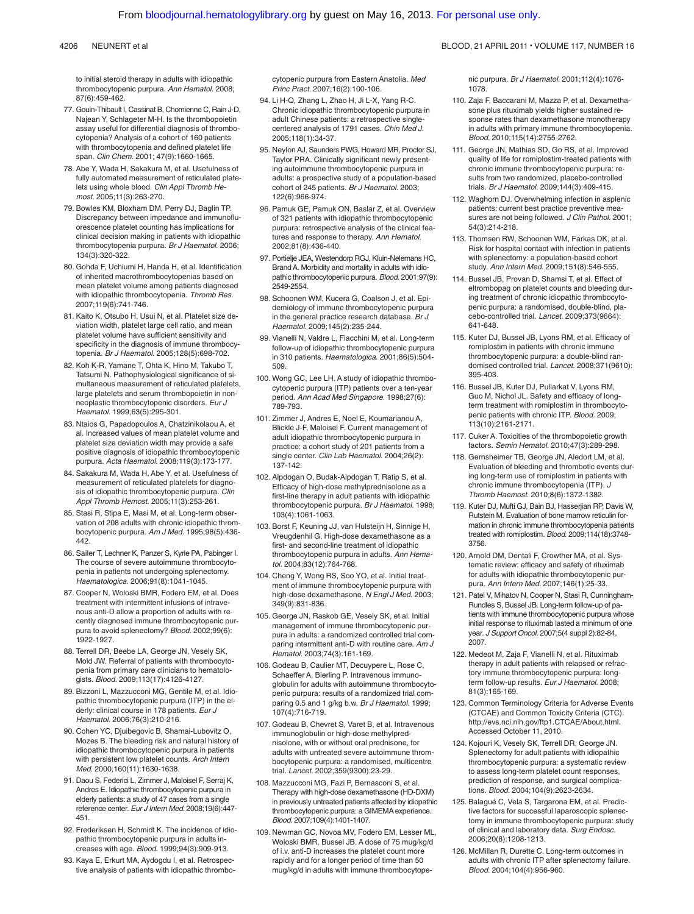to initial steroid therapy in adults with idiopathic thrombocytopenic purpura. *Ann Hematol.* 2008; 87(6):459-462.

77. Gouin-Thibault I, Cassinat B, Chomienne C, Rain J-D, Najean Y, Schlageter M-H. Is the thrombopoietin assay useful for differential diagnosis of thrombocytopenia? Analysis of a cohort of 160 patients with thrombocytopenia and defined platelet life span. *Clin Chem.* 2001; 47(9):1660-1665.

78. Abe Y, Wada H, Sakakura M, et al. Usefulness of fully automated measurement of reticulated platelets using whole blood. *Clin Appl Thromb Hemost.* 2005;11(3):263-270.

79. Bowles KM, Bloxham DM, Perry DJ, Baglin TP. Discrepancy between impedance and immunofluorescence platelet counting has implications for clinical decision making in patients with idiopathic thrombocytopenia purpura. *Br J Haematol.* 2006; 134(3):320-322.

80. Gohda F, Uchiumi H, Handa H, et al. Identification of inherited macrothrombocytopenias based on mean platelet volume among patients diagnosed with idiopathic thrombocytopenia. *Thromb Res.* 2007;119(6):741-746.

81. Kaito K, Otsubo H, Usui N, et al. Platelet size deviation width, platelet large cell ratio, and mean platelet volume have sufficient sensitivity and specificity in the diagnosis of immune thrombocytopenia. *Br J Haematol.* 2005;128(5):698-702.

82. Koh K-R, Yamane T, Ohta K, Hino M, Takubo T, Tatsumi N. Pathophysiological significance of simultaneous measurement of reticulated platelets, large platelets and serum thrombopoietin in non-neoplastic thrombocytopenic disorders. *Eur J Haematol.* 1999;63(5):295-301.

83. Ntaios G, Papadopoulos A, Chatzinikolaou A, et al. Increased values of mean platelet volume and platelet size deviation width may provide a safe positive diagnosis of idiopathic thrombocytopenic purpura. *Acta Haematol.* 2008;119(3):173-177.

84. Sakakura M, Wada H, Abe Y, et al. Usefulness of measurement of reticulated platelets for diagnosis of idiopathic thrombocytopenic purpura. *Clin Appl Thromb Hemost.* 2005;11(3):253-261.

85. Stasi R, Stipa E, Masi M, et al. Long-term observation of 208 adults with chronic idiopathic thrombocytopenic purpura. *Am J Med.* 1995;98(5):436-442.

86. Sailer T, Lechner K, Panzer S, Kyrle PA, Pabinger I. The course of severe autoimmune thrombocytopenia in patients not undergoing splenectomy. *Haematologica.* 2006;91(8):1041-1045.

87. Cooper N, Woloski BMR, Fodero EM, et al. Does treatment with intermittent infusions of intravenous anti-D allow a proportion of adults with recently diagnosed immune thrombocytopenic purpura to avoid splenectomy? *Blood.* 2002;99(6): 1922-1927.

88. Terrell DR, Beebe LA, George JN, Vesely SK, Mold JW. Referral of patients with thrombocytopenia from primary care clinicians to hematologists. *Blood.* 2009;113(17):4126-4127.

89. Bizzoni L, Mazzucconi MG, Gentile M, et al. Idiopathic thrombocytopenic purpura (ITP) in the elderly: clinical course in 178 patients. *Eur J Haematol.* 2006;76(3):210-216.

90. Cohen YC, Djuibegovic B, Shamai-Lubovitz O, Mozes B. The bleeding risk and natural history of idiopathic thrombocytopenic purpura in patients with persistent low platelet counts. *Arch Intern Med.* 2000;160(11):1630-1638.

91. Daou S, Federici L, Zimmer J, Maloisel F, Serraj K, Andres E. Idiopathic thrombocytopenic purpura in elderly patients: a study of 47 cases from a single reference center. *Eur J Intern Med.* 2008;19(6):447-451.

92. Frederiksen H, Schmidt K. The incidence of idiopathic thrombocytopenic purpura in adults increases with age. *Blood.* 1999;94(3):909-913.

93. Kaya E, Erkurt MA, Aydogdu I, et al. Retrospective analysis of patients with idiopathic thrombocytopenic purpura from Eastern Anatolia. *Med Princ Pract.* 2007;16(2):100-106.

94. Li H-Q, Zhang L, Zhao H, Ji L-X, Yang R-C. Chronic idiopathic thrombocytopenic purpura in adult Chinese patients: a retrospective single-centered analysis of 1791 cases. *Chin Med J.* 2005;118(1):34-37.

95. Neylon AJ, Saunders PWG, Howard MR, Proctor SJ, Taylor PRA. Clinically significant newly presenting autoimmune thrombocytopenic purpura in adults: a prospective study of a population-based cohort of 245 patients. *Br J Haematol.* 2003; 122(6):966-974.

96. Pamuk GE, Pamuk ON, Baslar Z, et al. Overview of 321 patients with idiopathic thrombocytopenic purpura: retrospective analysis of the clinical features and response to therapy. *Ann Hematol.* 2002;81(8):436-440.

97. Portielje JEA, Westendorp RGJ, Kluin-Nelemans HC, Brand A. Morbidity and mortality in adults with idiopathic thrombocytopenic purpura. *Blood.* 2001;97(9): 2549-2554.

98. Schoonen WM, Kucera G, Coalson J, et al. Epidemiology of immune thrombocytopenic purpura in the general practice research database. *Br J Haematol.* 2009;145(2):235-244.

99. Vianelli N, Valdre L, Fiacchini M, et al. Long-term follow-up of idiopathic thrombocytopenic purpura in 310 patients. *Haematologica.* 2001;86(5):504-509.

100. Wong GC, Lee LH. A study of idiopathic thrombocytopenic purpura (ITP) patients over a ten-year period. *Ann Acad Med Singapore.* 1998;27(6): 789-793.

101. Zimmer J, Andres E, Noel E, Koumarianou A, Blickle J-F, Maloisel F. Current management of adult idiopathic thrombocytopenic purpura in practice: a cohort study of 201 patients from a single center. *Clin Lab Haematol.* 2004;26(2): 137-142.

102. Alpdogan O, Budak-Alpdogan T, Ratip S, et al. Efficacy of high-dose methylprednisolone as a first-line therapy in adult patients with idiopathic thrombocytopenic purpura. *Br J Haematol.* 1998; 103(4):1061-1063.

103. Borst F, Keuning JJ, van Hulsteijn H, Sinnige H, Vreugdenhil G. High-dose dexamethasone as a first- and second-line treatment of idiopathic thrombocytopenic purpura in adults. *Ann Hematol.* 2004;83(12):764-768.

104. Cheng Y, Wong RS, Soo YO, et al. Initial treatment of immune thrombocytopenic purpura with high-dose dexamethasone. *N Engl J Med.* 2003; 349(9):831-836.

105. George JN, Raskob GE, Vesely SK, et al. Initial management of immune thrombocytopenic purpura in adults: a randomized controlled trial comparing intermittent anti-D with routine care. *Am J Hematol.* 2003;74(3):161-169.

106. Godeau B, Caulier MT, Decuypere L, Rose C, Schaeffer A, Bierling P. Intravenous immunoglobulin for adults with autoimmune thrombocytopenic purpura: results of a randomized trial comparing 0.5 and 1 g/kg b.w. *Br J Haematol.* 1999; 107(4):716-719.

107. Godeau B, Chevret S, Varet B, et al. Intravenous immunoglobulin or high-dose methylprednisolone, with or without oral prednisone, for adults with untreated severe autoimmune thrombocytopenic purpura: a randomised, multicentre trial. *Lancet.* 2002;359(9300):23-29.

108. Mazzucconi MG, Fazi P, Bernasconi S, et al. Therapy with high-dose dexamethasone (HD-DXM) in previously untreated patients affected by idiopathic thrombocytopenic purpura: a GIMEMA experience. *Blood.* 2007;109(4):1401-1407.

109. Newman GC, Novoa MV, Fodero EM, Lesser ML, Woloski BMR, Bussel JB. A dose of 75 mug/kg/d of i.v. anti-D increases the platelet count more rapidly and for a longer period of time than 50 mug/kg/d in adults with immune thrombocytopenic purpura. *Br J Haematol.* 2001;112(4):1076-1078.

110. Zaja F, Baccarani M, Mazza P, et al. Dexamethasone plus rituximab yields higher sustained response rates than dexamethasone monotherapy in adults with primary immune thrombocytopenia. *Blood.* 2010;115(14):2755-2762.

111. George JN, Mathias SD, Go RS, et al. Improved quality of life for romiplostim-treated patients with chronic immune thrombocytopenic purpura: results from two randomized, placebo-controlled trials. *Br J Haematol.* 2009;144(3):409-415.

112. Waghorn DJ. Overwhelming infection in asplenic patients: current best practice preventive measures are not being followed. *J Clin Pathol.* 2001; 54(3):214-218.

113. Thomsen RW, Schoonen WM, Farkas DK, et al. Risk for hospital contact with infection in patients with splenectomy: a population-based cohort study. *Ann Intern Med.* 2009;151(8):546-555.

114. Bussel JB, Provan D, Shamsi T, et al. Effect of eltrombopag on platelet counts and bleeding during treatment of chronic idiopathic thrombocytopenic purpura: a randomised, double-blind, placebo-controlled trial. *Lancet.* 2009;373(9664): 641-648.

115. Kuter DJ, Bussel JB, Lyons RM, et al. Efficacy of romiplostim in patients with chronic immune thrombocytopenic purpura: a double-blind randomised controlled trial. *Lancet.* 2008;371(9610): 395-403.

116. Bussel JB, Kuter DJ, Pullarkat V, Lyons RM, Guo M, Nichol JL. Safety and efficacy of long-term treatment with romiplostim in thrombocytopenic patients with chronic ITP. *Blood.* 2009; 113(10):2161-2171.

117. Cuker A. Toxicities of the thrombopoietic growth factors. *Semin Hematol.* 2010;47(3):289-298.

118. Gernsheimer TB, George JN, Aledort LM, et al. Evaluation of bleeding and thrombotic events during long-term use of romiplostim in patients with chronic immune thrombocytopenia (ITP). *J Thromb Haemost.* 2010;8(6):1372-1382.

119. Kuter DJ, Mufti GJ, Bain BJ, Hasserjian RP, Davis W, Rutstein M. Evaluation of bone marrow reticulin formation in chronic immune thrombocytopenia patients treated with romiplostim. *Blood.* 2009;114(18):3748-3756.

120. Arnold DM, Dentali F, Crowther MA, et al. Systematic review: efficacy and safety of rituximab for adults with idiopathic thrombocytopenic purpura. *Ann Intern Med.* 2007;146(1):25-33.

121. Patel V, Mihatov N, Cooper N, Stasi R, Cunningham-Rundles S, Bussel JB. Long-term follow-up of patients with immune thrombocytopenic purpura whose initial response to rituximab lasted a minimum of one year. *J Support Oncol.* 2007;5(4 suppl 2):82-84, 2007.

122. Medeot M, Zaja F, Vianelli N, et al. Rituximab therapy in adult patients with relapsed or refractory immune thrombocytopenic purpura: long-term follow-up results. *Eur J Haematol.* 2008; 81(3):165-169.

123. Common Terminology Criteria for Adverse Events (CTCAE) and Common Toxicity Criteria (CTC). http://evs.nci.nih.gov/ftp1.CTCAE/About.html. Accessed October 11, 2010.

124. Kojouri K, Vesely SK, Terrell DR, George JN. Splenectomy for adult patients with idiopathic thrombocytopenic purpura: a systematic review to assess long-term platelet count responses, prediction of response, and surgical complications. *Blood.* 2004;104(9):2623-2634.

125. Balagué C, Vela S, Targarona EM, et al. Predictive factors for successful laparoscopic splenectomy in immune thrombocytopenic purpura: study of clinical and laboratory data. *Surg Endosc.* 2006;20(8):1208-1213.

126. McMillan R, Durette C. Long-term outcomes in adults with chronic ITP after splenectomy failure. *Blood.* 2004;104(4):956-960.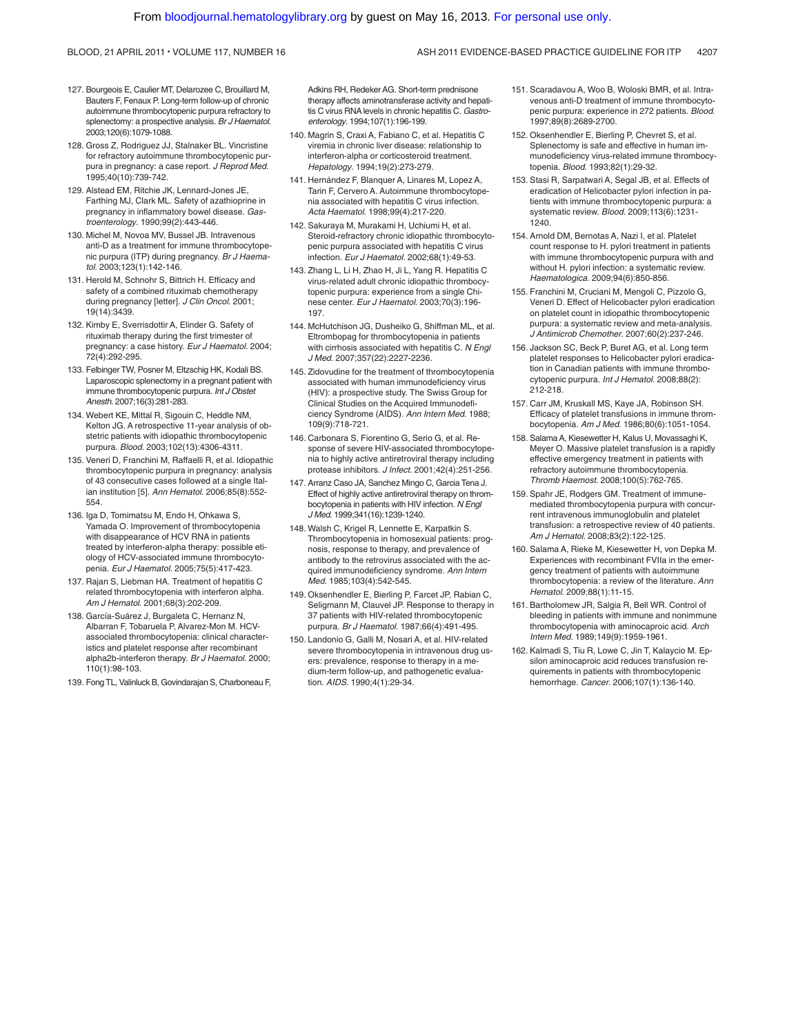127. Bourgeois E, Caulier MT, Delarozee C, Brouillard M, Bauters F, Fenaux P. Long-term follow-up of chronic autoimmune thrombocytopenic purpura refractory to splenectomy: a prospective analysis. *Br J Haematol.* 2003;120(6):1079-1088.

128. Gross Z, Rodriguez JJ, Stalnaker BL. Vincristine for refractory autoimmune thrombocytopenic purpura in pregnancy: a case report. *J Reprod Med.* 1995;40(10):739-742.

129. Alstead EM, Ritchie JK, Lennard-Jones JE, Farthing MJ, Clark ML. Safety of azathioprine in pregnancy in inflammatory bowel disease. *Gastroenterology.* 1990;99(2):443-446.

130. Michel M, Novoa MV, Bussel JB. Intravenous anti-D as a treatment for immune thrombocytopenic purpura (ITP) during pregnancy. *Br J Haematol.* 2003;123(1):142-146.

131. Herold M, Schnohr S, Bittrich H. Efficacy and safety of a combined rituximab chemotherapy during pregnancy [letter]. *J Clin Oncol.* 2001;19(14):3439.

132. Kimby E, Sverrisdottir A, Elinder G. Safety of rituximab therapy during the first trimester of pregnancy: a case history. *Eur J Haematol.* 2004;72(4):292-295.

133. Felbinger TW, Posner M, Eltzschig HK, Kodali BS. Laparoscopic splenectomy in a pregnant patient with immune thrombocytopenic purpura. *Int J Obstet Anesth.* 2007;16(3):281-283.

134. Webert KE, Mittal R, Sigouin C, Heddle NM, Kelton JG. A retrospective 11-year analysis of obstetric patients with idiopathic thrombocytopenic purpura. *Blood.* 2003;102(13):4306-4311.

135. Veneri D, Franchini M, Raffaelli R, et al. Idiopathic thrombocytopenic purpura in pregnancy: analysis of 43 consecutive cases followed at a single Italian institution [5]. *Ann Hematol.* 2006;85(8):552-554.

136. Iga D, Tomimatsu M, Endo H, Ohkawa S, Yamada O. Improvement of thrombocytopenia with disappearance of HCV RNA in patients treated by interferon-alpha therapy: possible etiology of HCV-associated immune thrombocytopenia. *Eur J Haematol.* 2005;75(5):417-423.

137. Rajan S, Liebman HA. Treatment of hepatitis C related thrombocytopenia with interferon alpha. *Am J Hematol.* 2001;68(3):202-209.

138. García-Suárez J, Burgaleta C, Hernanz N, Albarran F, Tobaruela P, Alvarez-Mon M. HCV-associated thrombocytopenia: clinical characteristics and platelet response after recombinant alpha2b-interferon therapy. *Br J Haematol.* 2000;110(1):98-103.

139. Fong TL, Valinluck B, Govindarajan S, Charboneau F, Adkins RH, Redeker AG. Short-term prednisone therapy affects aminotransferase activity and hepatitis C virus RNA levels in chronic hepatitis C. *Gastroenterology.* 1994;107(1):196-199.

140. Magrin S, Craxi A, Fabiano C, et al. Hepatitis C viremia in chronic liver disease: relationship to interferon-alpha or corticosteroid treatment. *Hepatology.* 1994;19(2):273-279.

141. Hernández F, Blanquer A, Linares M, Lopez A, Tarin F, Cervero A. Autoimmune thrombocytopenia associated with hepatitis C virus infection. *Acta Haematol.* 1998;99(4):217-220.

142. Sakuraya M, Murakami H, Uchiumi H, et al. Steroid-refractory chronic idiopathic thrombocytopenic purpura associated with hepatitis C virus infection. *Eur J Haematol.* 2002;68(1):49-53.

143. Zhang L, Li H, Zhao H, Ji L, Yang R. Hepatitis C virus-related adult chronic idiopathic thrombocytopenic purpura: experience from a single Chinese center. *Eur J Haematol.* 2003;70(3):196-197.

144. McHutchison JG, Dusheiko G, Shiffman ML, et al. Eltrombopag for thrombocytopenia in patients with cirrhosis associated with hepatitis C. *N Engl J Med.* 2007;357(22):2227-2236.

145. Zidovudine for the treatment of thrombocytopenia associated with human immunodeficiency virus (HIV): a prospective study. The Swiss Group for Clinical Studies on the Acquired Immunodeficiency Syndrome (AIDS). *Ann Intern Med.* 1988;109(9):718-721.

146. Carbonara S, Fiorentino G, Serio G, et al. Response of severe HIV-associated thrombocytopenia to highly active antiretroviral therapy including protease inhibitors. *J Infect.* 2001;42(4):251-256.

147. Arranz Caso JA, Sanchez Mingo C, Garcia Tena J. Effect of highly active antiretroviral therapy on thrombocytopenia in patients with HIV infection. *N Engl J Med.* 1999;341(16):1239-1240.

148. Walsh C, Krigel R, Lennette E, Karpatkin S. Thrombocytopenia in homosexual patients: prognosis, response to therapy, and prevalence of antibody to the retrovirus associated with the acquired immunodeficiency syndrome. *Ann Intern Med.* 1985;103(4):542-545.

149. Oksenhendler E, Bierling P, Farcet JP, Rabian C, Seligmann M, Clauvel JP. Response to therapy in 37 patients with HIV-related thrombocytopenic purpura. *Br J Haematol.* 1987;66(4):491-495.

150. Landonio G, Galli M, Nosari A, et al. HIV-related severe thrombocytopenia in intravenous drug users: prevalence, response to therapy in a medium-term follow-up, and pathogenetic evaluation. *AIDS.* 1990;4(1):29-34.

151. Scaradavou A, Woo B, Woloski BMR, et al. Intravenous anti-D treatment of immune thrombocytopenic purpura: experience in 272 patients. *Blood.* 1997;89(8):2689-2700.

152. Oksenhendler E, Bierling P, Chevret S, et al. Splenectomy is safe and effective in human immunodeficiency virus-related immune thrombocytopenia. *Blood.* 1993;82(1):29-32.

153. Stasi R, Sarpatwari A, Segal JB, et al. Effects of eradication of Helicobacter pylori infection in patients with immune thrombocytopenic purpura: a systematic review. *Blood.* 2009;113(6):1231-1240.

154. Arnold DM, Bernotas A, Nazi I, et al. Platelet count response to H. pylori treatment in patients with immune thrombocytopenic purpura with and without H. pylori infection: a systematic review. *Haematologica.* 2009;94(6):850-856.

155. Franchini M, Cruciani M, Mengoli C, Pizzolo G, Veneri D. Effect of Helicobacter pylori eradication on platelet count in idiopathic thrombocytopenic purpura: a systematic review and meta-analysis. *J Antimicrob Chemother.* 2007;60(2):237-246.

156. Jackson SC, Beck P, Buret AG, et al. Long term platelet responses to Helicobacter pylori eradication in Canadian patients with immune thrombocytopenic purpura. *Int J Hematol.* 2008;88(2):212-218.

157. Carr JM, Kruskall MS, Kaye JA, Robinson SH. Efficacy of platelet transfusions in immune thrombocytopenia. *Am J Med.* 1986;80(6):1051-1054.

158. Salama A, Kiesewetter H, Kalus U, Movassaghi K, Meyer O. Massive platelet transfusion is a rapidly effective emergency treatment in patients with refractory autoimmune thrombocytopenia. *Thromb Haemost.* 2008;100(5):762-765.

159. Spahr JE, Rodgers GM. Treatment of immune-mediated thrombocytopenia purpura with concurrent intravenous immunoglobulin and platelet transfusion: a retrospective review of 40 patients. *Am J Hematol.* 2008;83(2):122-125.

160. Salama A, Rieke M, Kiesewetter H, von Depka M. Experiences with recombinant FVIIa in the emergency treatment of patients with autoimmune thrombocytopenia: a review of the literature. *Ann Hematol.* 2009;88(1):11-15.

161. Bartholomew JR, Salgia R, Bell WR. Control of bleeding in patients with immune and nonimmune thrombocytopenia with aminocaproic acid. *Arch Intern Med.* 1989;149(9):1959-1961.

162. Kalmadi S, Tiu R, Lowe C, Jin T, Kalaycio M. Epsilon aminocaproic acid reduces transfusion requirements in patients with thrombocytopenic hemorrhage. *Cancer.* 2006;107(1):136-140.